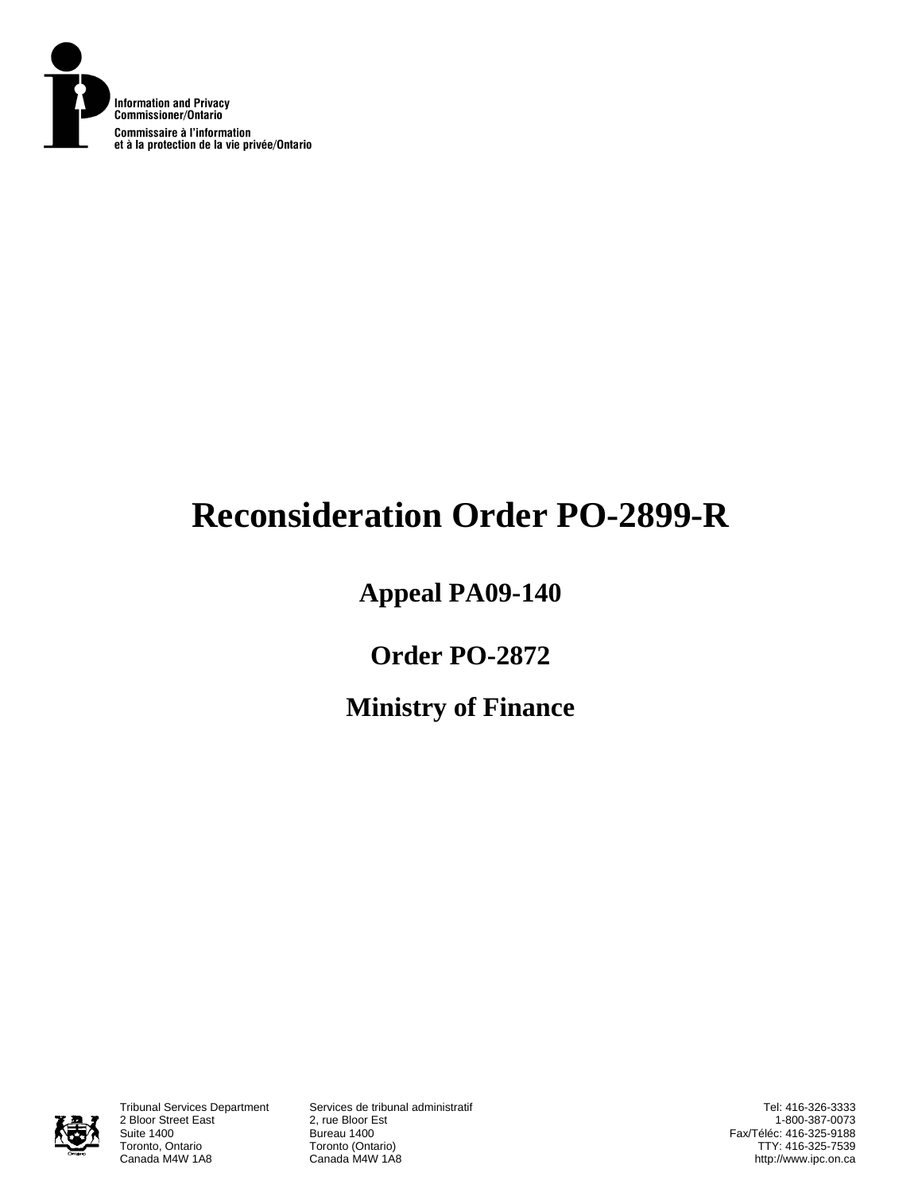Information and Privacy Commissioner/Ontario

Commissaire à l'information et à la protection de la vie privée/Ontario

# Reconsideration Order PO-2899-R

## Appeal PA09-140

## Order PO-2872

## Ministry of Finance

Tribunal Services Department
2 Bloor Street East
Suite 1400
Toronto, Ontario
Canada M4W 1A8

Services de tribunal administratif
2, rue Bloor Est
Bureau 1400
Toronto (Ontario)
Canada M4W 1A8

Tel: 416-326-3333
1-800-387-0073
Fax/Téléc: 416-325-9188
TTY: 416-325-7539
http://www.ipc.on.ca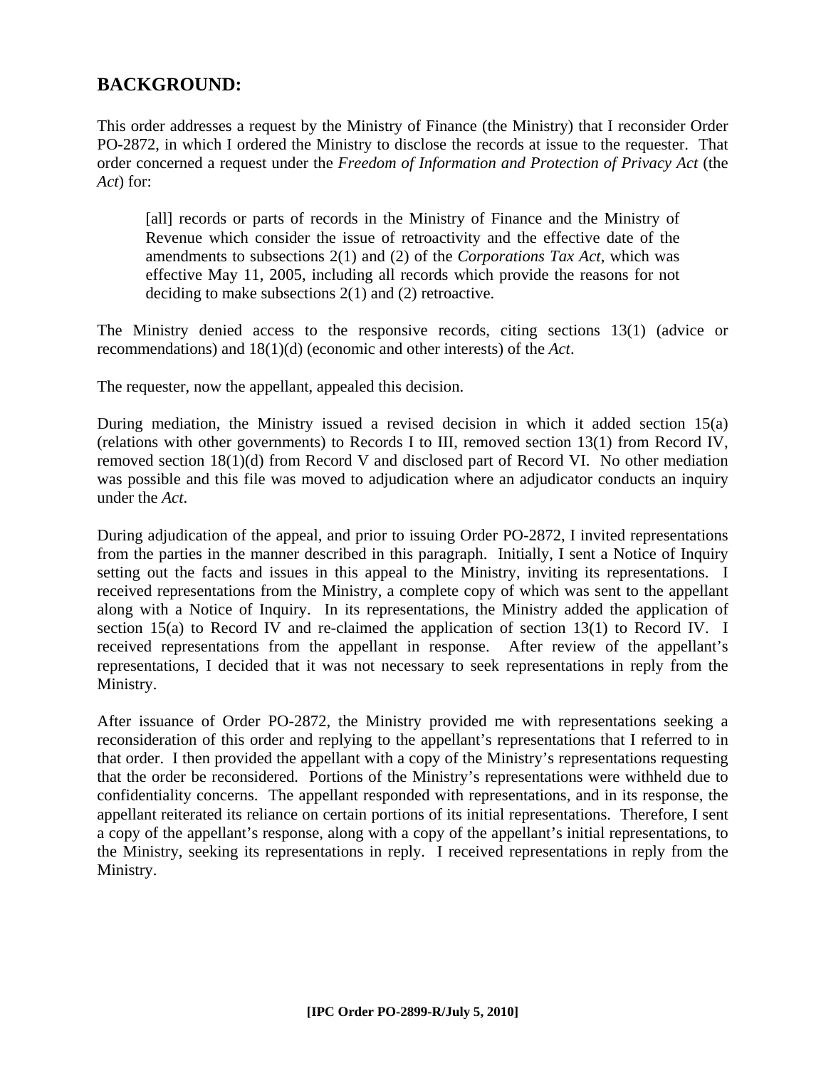## BACKGROUND:

This order addresses a request by the Ministry of Finance (the Ministry) that I reconsider Order PO-2872, in which I ordered the Ministry to disclose the records at issue to the requester. That order concerned a request under the *Freedom of Information and Protection of Privacy Act* (the *Act*) for:

> [all] records or parts of records in the Ministry of Finance and the Ministry of Revenue which consider the issue of retroactivity and the effective date of the amendments to subsections 2(1) and (2) of the *Corporations Tax Act*, which was effective May 11, 2005, including all records which provide the reasons for not deciding to make subsections 2(1) and (2) retroactive.

The Ministry denied access to the responsive records, citing sections 13(1) (advice or recommendations) and 18(1)(d) (economic and other interests) of the *Act*.

The requester, now the appellant, appealed this decision.

During mediation, the Ministry issued a revised decision in which it added section 15(a) (relations with other governments) to Records I to III, removed section 13(1) from Record IV, removed section 18(1)(d) from Record V and disclosed part of Record VI. No other mediation was possible and this file was moved to adjudication where an adjudicator conducts an inquiry under the *Act*.

During adjudication of the appeal, and prior to issuing Order PO-2872, I invited representations from the parties in the manner described in this paragraph. Initially, I sent a Notice of Inquiry setting out the facts and issues in this appeal to the Ministry, inviting its representations. I received representations from the Ministry, a complete copy of which was sent to the appellant along with a Notice of Inquiry. In its representations, the Ministry added the application of section 15(a) to Record IV and re-claimed the application of section 13(1) to Record IV. I received representations from the appellant in response. After review of the appellant's representations, I decided that it was not necessary to seek representations in reply from the Ministry.

After issuance of Order PO-2872, the Ministry provided me with representations seeking a reconsideration of this order and replying to the appellant's representations that I referred to in that order. I then provided the appellant with a copy of the Ministry's representations requesting that the order be reconsidered. Portions of the Ministry's representations were withheld due to confidentiality concerns. The appellant responded with representations, and in its response, the appellant reiterated its reliance on certain portions of its initial representations. Therefore, I sent a copy of the appellant's response, along with a copy of the appellant's initial representations, to the Ministry, seeking its representations in reply. I received representations in reply from the Ministry.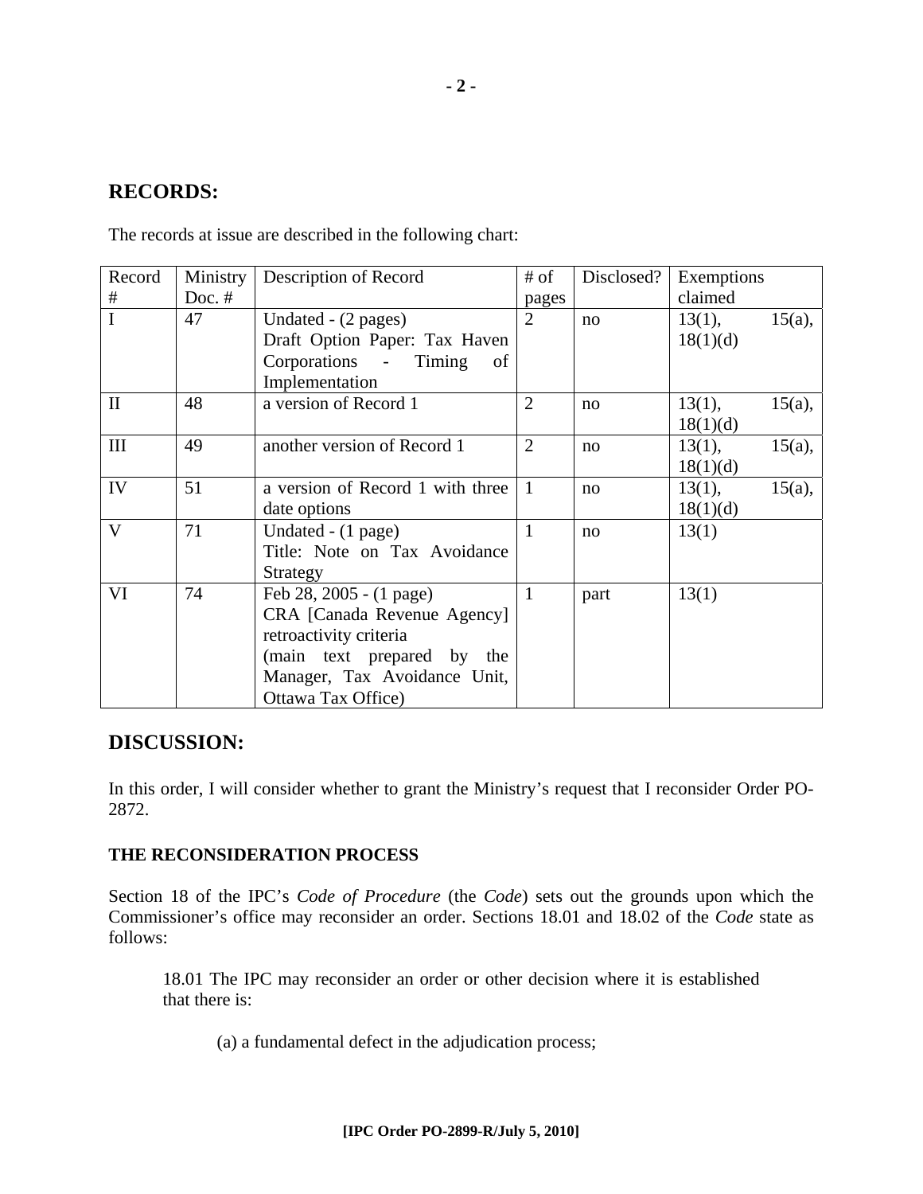## RECORDS:

The records at issue are described in the following chart:

| Record # | Ministry Doc. # | Description of Record | # of pages | Disclosed? | Exemptions claimed |
|---|---|---|---|---|---|
| I | 47 | Undated - (2 pages) Draft Option Paper: Tax Haven Corporations - Timing of Implementation | 2 | no | 13(1), 15(a), 18(1)(d) |
| II | 48 | a version of Record 1 | 2 | no | 13(1), 15(a), 18(1)(d) |
| III | 49 | another version of Record 1 | 2 | no | 13(1), 15(a), 18(1)(d) |
| IV | 51 | a version of Record 1 with three date options | 1 | no | 13(1), 15(a), 18(1)(d) |
| V | 71 | Undated - (1 page) Title: Note on Tax Avoidance Strategy | 1 | no | 13(1) |
| VI | 74 | Feb 28, 2005 - (1 page) CRA [Canada Revenue Agency] retroactivity criteria (main text prepared by the Manager, Tax Avoidance Unit, Ottawa Tax Office) | 1 | part | 13(1) |

## DISCUSSION:

In this order, I will consider whether to grant the Ministry's request that I reconsider Order PO-2872.

### THE RECONSIDERATION PROCESS

Section 18 of the IPC's *Code of Procedure* (the *Code*) sets out the grounds upon which the Commissioner's office may reconsider an order. Sections 18.01 and 18.02 of the *Code* state as follows:

> 18.01 The IPC may reconsider an order or other decision where it is established that there is:
>
> (a) a fundamental defect in the adjudication process;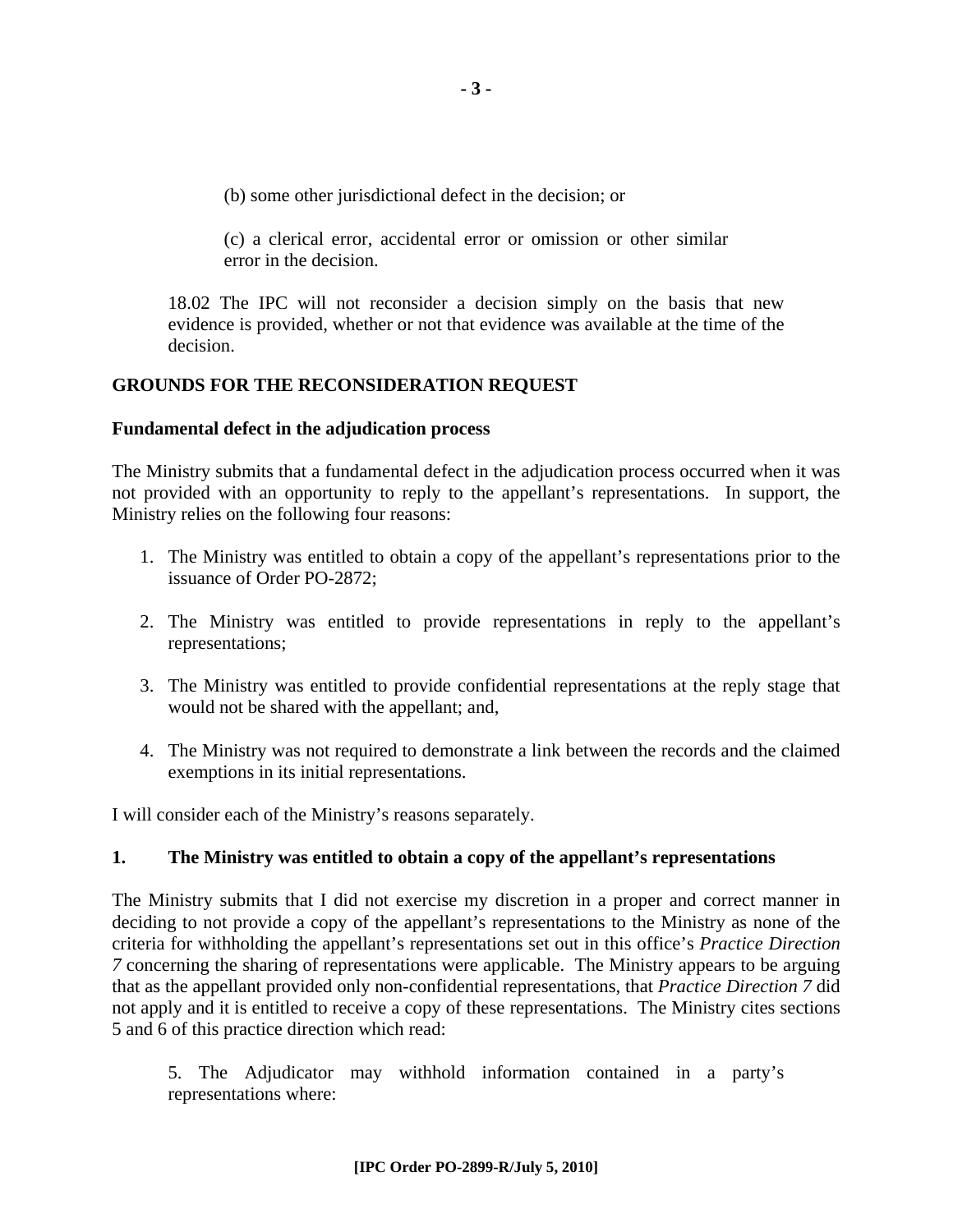(b) some other jurisdictional defect in the decision; or

(c) a clerical error, accidental error or omission or other similar error in the decision.

18.02 The IPC will not reconsider a decision simply on the basis that new evidence is provided, whether or not that evidence was available at the time of the decision.

**GROUNDS FOR THE RECONSIDERATION REQUEST**

**Fundamental defect in the adjudication process**

The Ministry submits that a fundamental defect in the adjudication process occurred when it was not provided with an opportunity to reply to the appellant's representations. In support, the Ministry relies on the following four reasons:

1. The Ministry was entitled to obtain a copy of the appellant's representations prior to the issuance of Order PO-2872;
2. The Ministry was entitled to provide representations in reply to the appellant's representations;
3. The Ministry was entitled to provide confidential representations at the reply stage that would not be shared with the appellant; and,
4. The Ministry was not required to demonstrate a link between the records and the claimed exemptions in its initial representations.

I will consider each of the Ministry's reasons separately.

**1. The Ministry was entitled to obtain a copy of the appellant's representations**

The Ministry submits that I did not exercise my discretion in a proper and correct manner in deciding to not provide a copy of the appellant's representations to the Ministry as none of the criteria for withholding the appellant's representations set out in this office's *Practice Direction 7* concerning the sharing of representations were applicable. The Ministry appears to be arguing that as the appellant provided only non-confidential representations, that *Practice Direction 7* did not apply and it is entitled to receive a copy of these representations. The Ministry cites sections 5 and 6 of this practice direction which read:

5. The Adjudicator may withhold information contained in a party's representations where: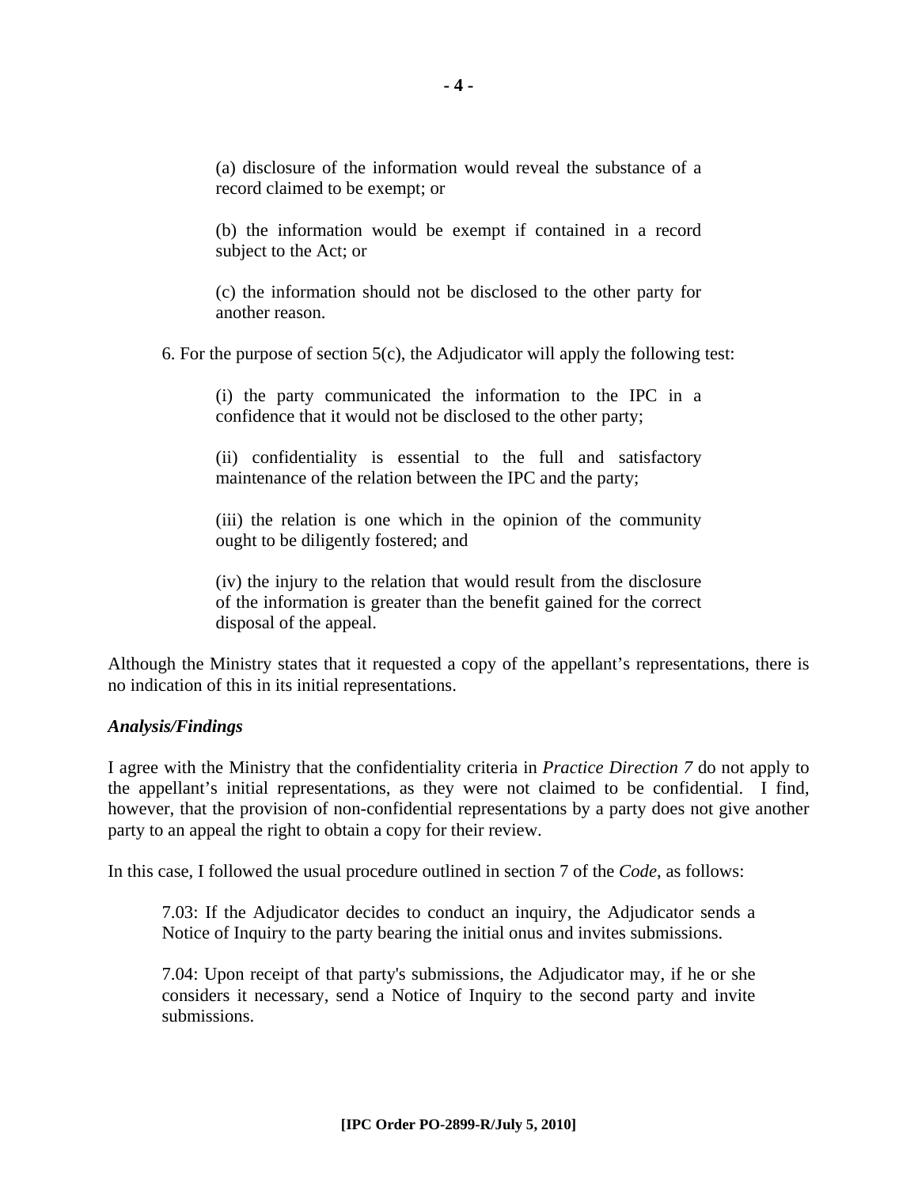(a) disclosure of the information would reveal the substance of a record claimed to be exempt; or

(b) the information would be exempt if contained in a record subject to the Act; or

(c) the information should not be disclosed to the other party for another reason.

6. For the purpose of section 5(c), the Adjudicator will apply the following test:

(i) the party communicated the information to the IPC in a confidence that it would not be disclosed to the other party;

(ii) confidentiality is essential to the full and satisfactory maintenance of the relation between the IPC and the party;

(iii) the relation is one which in the opinion of the community ought to be diligently fostered; and

(iv) the injury to the relation that would result from the disclosure of the information is greater than the benefit gained for the correct disposal of the appeal.

Although the Ministry states that it requested a copy of the appellant's representations, there is no indication of this in its initial representations.

***Analysis/Findings***

I agree with the Ministry that the confidentiality criteria in *Practice Direction 7* do not apply to the appellant's initial representations, as they were not claimed to be confidential. I find, however, that the provision of non-confidential representations by a party does not give another party to an appeal the right to obtain a copy for their review.

In this case, I followed the usual procedure outlined in section 7 of the *Code*, as follows:

> 7.03: If the Adjudicator decides to conduct an inquiry, the Adjudicator sends a Notice of Inquiry to the party bearing the initial onus and invites submissions.
>
> 7.04: Upon receipt of that party's submissions, the Adjudicator may, if he or she considers it necessary, send a Notice of Inquiry to the second party and invite submissions.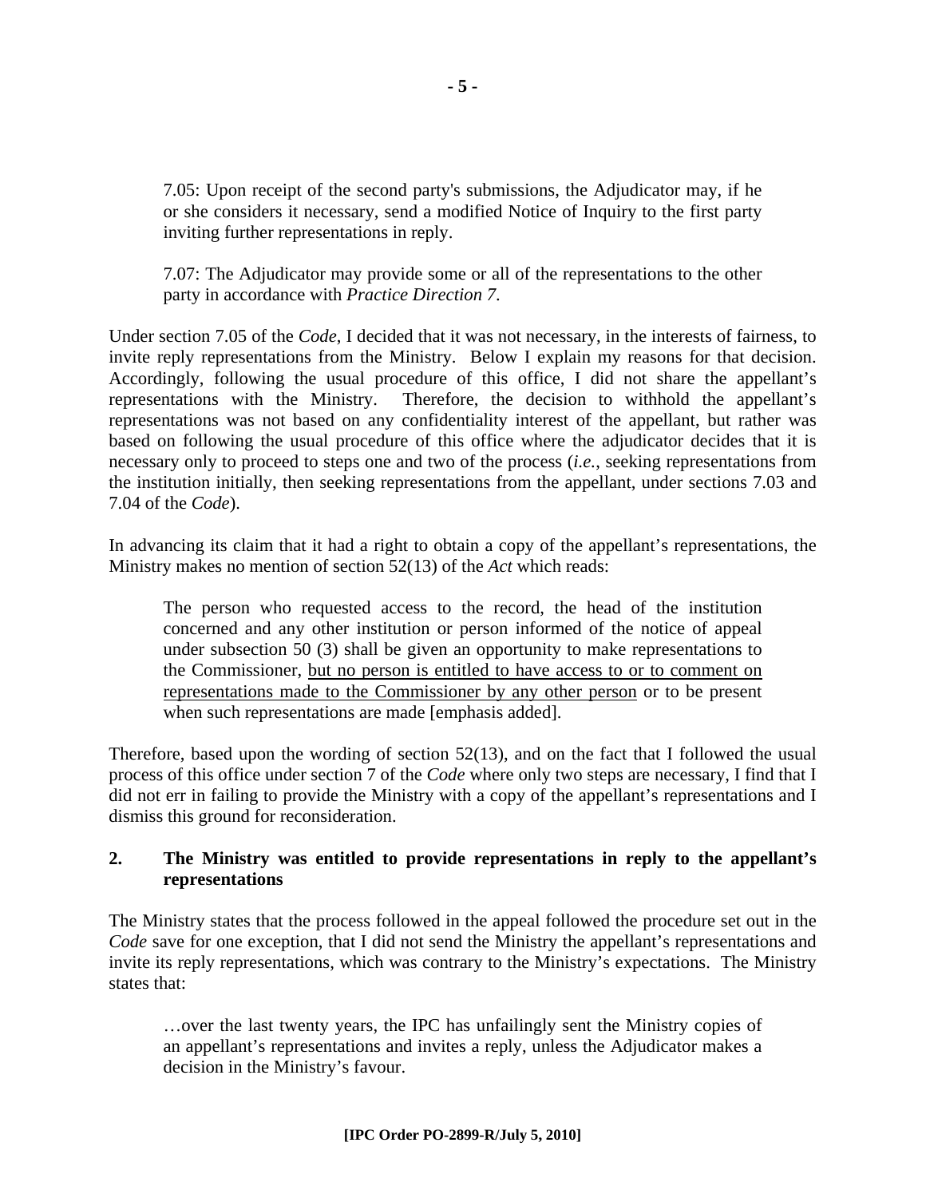> 7.05: Upon receipt of the second party's submissions, the Adjudicator may, if he or she considers it necessary, send a modified Notice of Inquiry to the first party inviting further representations in reply.
>
> 7.07: The Adjudicator may provide some or all of the representations to the other party in accordance with *Practice Direction 7*.

Under section 7.05 of the *Code*, I decided that it was not necessary, in the interests of fairness, to invite reply representations from the Ministry. Below I explain my reasons for that decision. Accordingly, following the usual procedure of this office, I did not share the appellant's representations with the Ministry. Therefore, the decision to withhold the appellant's representations was not based on any confidentiality interest of the appellant, but rather was based on following the usual procedure of this office where the adjudicator decides that it is necessary only to proceed to steps one and two of the process (*i.e.*, seeking representations from the institution initially, then seeking representations from the appellant, under sections 7.03 and 7.04 of the *Code*).

In advancing its claim that it had a right to obtain a copy of the appellant's representations, the Ministry makes no mention of section 52(13) of the *Act* which reads:

> The person who requested access to the record, the head of the institution concerned and any other institution or person informed of the notice of appeal under subsection 50 (3) shall be given an opportunity to make representations to the Commissioner, <u>but no person is entitled to have access to or to comment on representations made to the Commissioner by any other person</u> or to be present when such representations are made [emphasis added].

Therefore, based upon the wording of section 52(13), and on the fact that I followed the usual process of this office under section 7 of the *Code* where only two steps are necessary, I find that I did not err in failing to provide the Ministry with a copy of the appellant's representations and I dismiss this ground for reconsideration.

### 2. The Ministry was entitled to provide representations in reply to the appellant's representations

The Ministry states that the process followed in the appeal followed the procedure set out in the *Code* save for one exception, that I did not send the Ministry the appellant's representations and invite its reply representations, which was contrary to the Ministry's expectations. The Ministry states that:

> …over the last twenty years, the IPC has unfailingly sent the Ministry copies of an appellant's representations and invites a reply, unless the Adjudicator makes a decision in the Ministry's favour.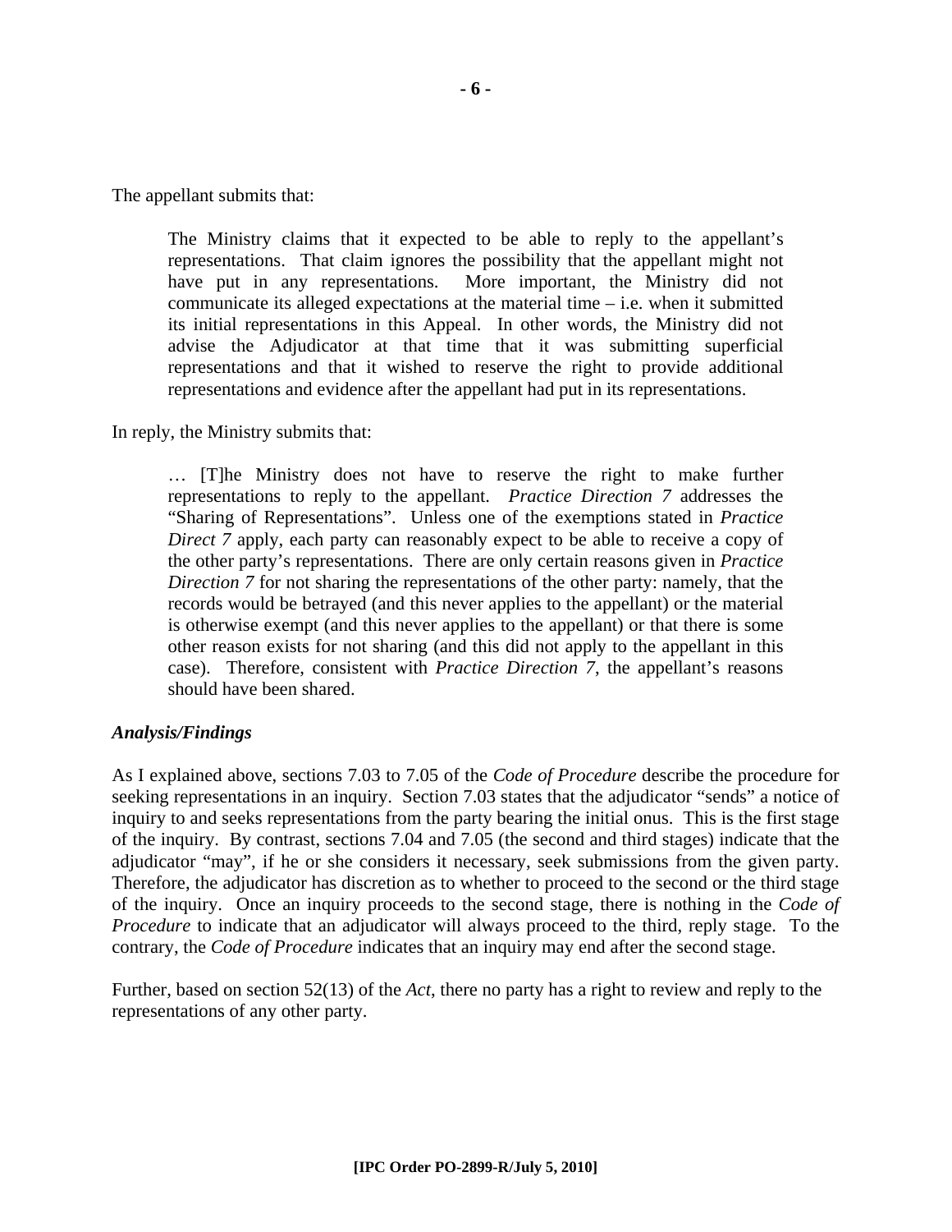The appellant submits that:

> The Ministry claims that it expected to be able to reply to the appellant's representations. That claim ignores the possibility that the appellant might not have put in any representations. More important, the Ministry did not communicate its alleged expectations at the material time – i.e. when it submitted its initial representations in this Appeal. In other words, the Ministry did not advise the Adjudicator at that time that it was submitting superficial representations and that it wished to reserve the right to provide additional representations and evidence after the appellant had put in its representations.

In reply, the Ministry submits that:

> … [T]he Ministry does not have to reserve the right to make further representations to reply to the appellant. *Practice Direction 7* addresses the "Sharing of Representations". Unless one of the exemptions stated in *Practice Direct 7* apply, each party can reasonably expect to be able to receive a copy of the other party's representations. There are only certain reasons given in *Practice Direction 7* for not sharing the representations of the other party: namely, that the records would be betrayed (and this never applies to the appellant) or the material is otherwise exempt (and this never applies to the appellant) or that there is some other reason exists for not sharing (and this did not apply to the appellant in this case). Therefore, consistent with *Practice Direction 7*, the appellant's reasons should have been shared.

### *Analysis/Findings*

As I explained above, sections 7.03 to 7.05 of the *Code of Procedure* describe the procedure for seeking representations in an inquiry. Section 7.03 states that the adjudicator "sends" a notice of inquiry to and seeks representations from the party bearing the initial onus. This is the first stage of the inquiry. By contrast, sections 7.04 and 7.05 (the second and third stages) indicate that the adjudicator "may", if he or she considers it necessary, seek submissions from the given party. Therefore, the adjudicator has discretion as to whether to proceed to the second or the third stage of the inquiry. Once an inquiry proceeds to the second stage, there is nothing in the *Code of Procedure* to indicate that an adjudicator will always proceed to the third, reply stage. To the contrary, the *Code of Procedure* indicates that an inquiry may end after the second stage.

Further, based on section 52(13) of the *Act*, there no party has a right to review and reply to the representations of any other party.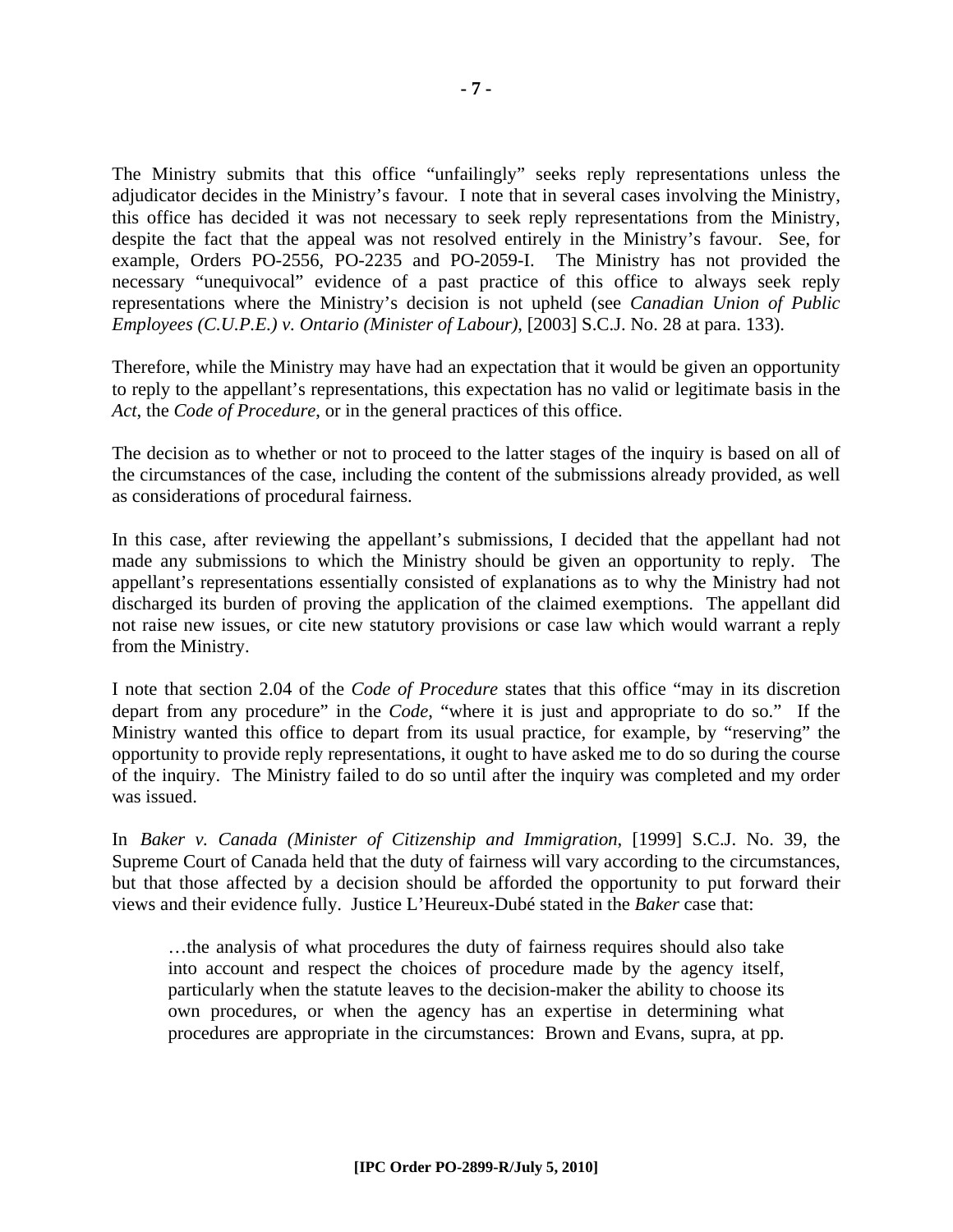The Ministry submits that this office "unfailingly" seeks reply representations unless the adjudicator decides in the Ministry's favour. I note that in several cases involving the Ministry, this office has decided it was not necessary to seek reply representations from the Ministry, despite the fact that the appeal was not resolved entirely in the Ministry's favour. See, for example, Orders PO-2556, PO-2235 and PO-2059-I. The Ministry has not provided the necessary "unequivocal" evidence of a past practice of this office to always seek reply representations where the Ministry's decision is not upheld (see *Canadian Union of Public Employees (C.U.P.E.) v. Ontario (Minister of Labour)*, [2003] S.C.J. No. 28 at para. 133).

Therefore, while the Ministry may have had an expectation that it would be given an opportunity to reply to the appellant's representations, this expectation has no valid or legitimate basis in the *Act*, the *Code of Procedure*, or in the general practices of this office.

The decision as to whether or not to proceed to the latter stages of the inquiry is based on all of the circumstances of the case, including the content of the submissions already provided, as well as considerations of procedural fairness.

In this case, after reviewing the appellant's submissions, I decided that the appellant had not made any submissions to which the Ministry should be given an opportunity to reply. The appellant's representations essentially consisted of explanations as to why the Ministry had not discharged its burden of proving the application of the claimed exemptions. The appellant did not raise new issues, or cite new statutory provisions or case law which would warrant a reply from the Ministry.

I note that section 2.04 of the *Code of Procedure* states that this office "may in its discretion depart from any procedure" in the *Code*, "where it is just and appropriate to do so." If the Ministry wanted this office to depart from its usual practice, for example, by "reserving" the opportunity to provide reply representations, it ought to have asked me to do so during the course of the inquiry. The Ministry failed to do so until after the inquiry was completed and my order was issued.

In *Baker v. Canada (Minister of Citizenship and Immigration*, [1999] S.C.J. No. 39, the Supreme Court of Canada held that the duty of fairness will vary according to the circumstances, but that those affected by a decision should be afforded the opportunity to put forward their views and their evidence fully. Justice L'Heureux-Dubé stated in the *Baker* case that:

> …the analysis of what procedures the duty of fairness requires should also take into account and respect the choices of procedure made by the agency itself, particularly when the statute leaves to the decision-maker the ability to choose its own procedures, or when the agency has an expertise in determining what procedures are appropriate in the circumstances: Brown and Evans, supra, at pp.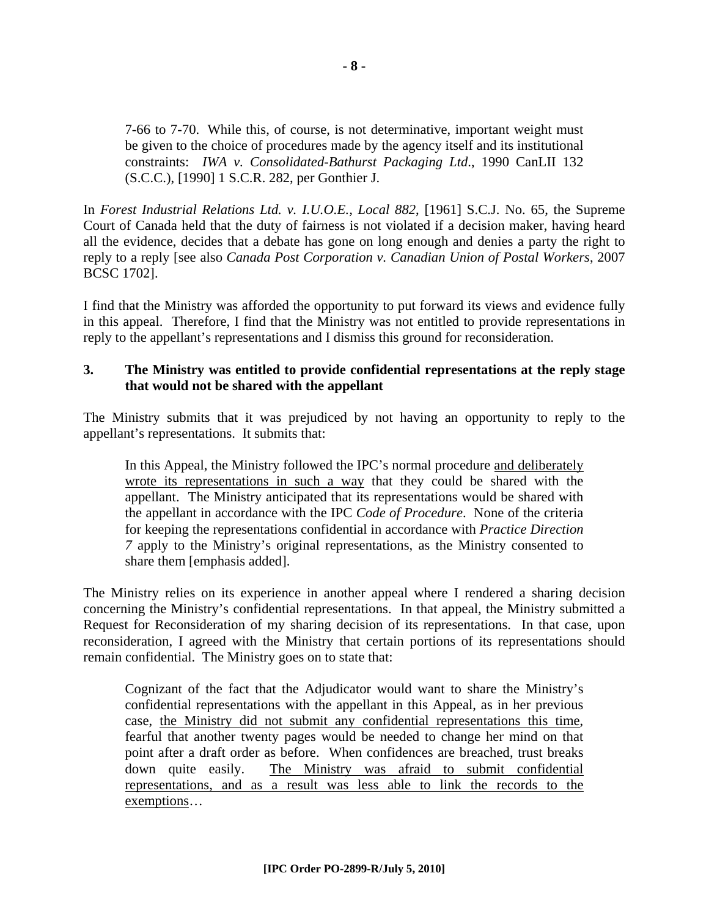> 7-66 to 7-70. While this, of course, is not determinative, important weight must be given to the choice of procedures made by the agency itself and its institutional constraints: *IWA v. Consolidated-Bathurst Packaging Ltd*., 1990 CanLII 132 (S.C.C.), [1990] 1 S.C.R. 282, per Gonthier J.

In *Forest Industrial Relations Ltd. v. I.U.O.E., Local 882*, [1961] S.C.J. No. 65, the Supreme Court of Canada held that the duty of fairness is not violated if a decision maker, having heard all the evidence, decides that a debate has gone on long enough and denies a party the right to reply to a reply [see also *Canada Post Corporation v. Canadian Union of Postal Workers*, 2007 BCSC 1702].

I find that the Ministry was afforded the opportunity to put forward its views and evidence fully in this appeal. Therefore, I find that the Ministry was not entitled to provide representations in reply to the appellant's representations and I dismiss this ground for reconsideration.

### 3. The Ministry was entitled to provide confidential representations at the reply stage that would not be shared with the appellant

The Ministry submits that it was prejudiced by not having an opportunity to reply to the appellant's representations. It submits that:

> In this Appeal, the Ministry followed the IPC's normal procedure <u>and deliberately wrote its representations in such a way</u> that they could be shared with the appellant. The Ministry anticipated that its representations would be shared with the appellant in accordance with the IPC *Code of Procedure*. None of the criteria for keeping the representations confidential in accordance with *Practice Direction 7* apply to the Ministry's original representations, as the Ministry consented to share them [emphasis added].

The Ministry relies on its experience in another appeal where I rendered a sharing decision concerning the Ministry's confidential representations. In that appeal, the Ministry submitted a Request for Reconsideration of my sharing decision of its representations. In that case, upon reconsideration, I agreed with the Ministry that certain portions of its representations should remain confidential. The Ministry goes on to state that:

> Cognizant of the fact that the Adjudicator would want to share the Ministry's confidential representations with the appellant in this Appeal, as in her previous case, <u>the Ministry did not submit any confidential representations this time</u>, fearful that another twenty pages would be needed to change her mind on that point after a draft order as before. When confidences are breached, trust breaks down quite easily. <u>The Ministry was afraid to submit confidential representations, and as a result was less able to link the records to the exemptions</u>…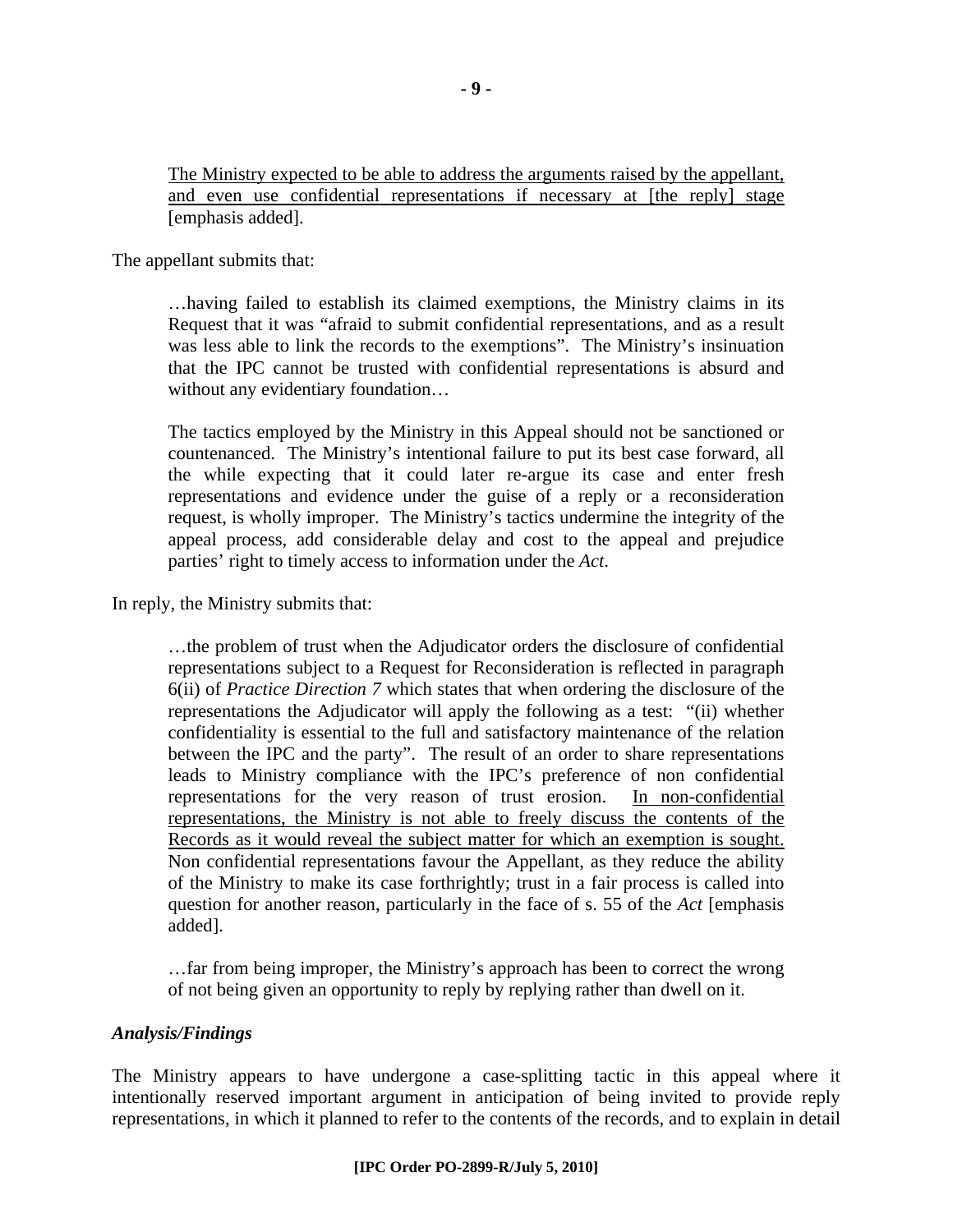<u>The Ministry expected to be able to address the arguments raised by the appellant, and even use confidential representations if necessary at [the reply] stage</u> [emphasis added].

The appellant submits that:

> …having failed to establish its claimed exemptions, the Ministry claims in its Request that it was "afraid to submit confidential representations, and as a result was less able to link the records to the exemptions". The Ministry's insinuation that the IPC cannot be trusted with confidential representations is absurd and without any evidentiary foundation…
>
> The tactics employed by the Ministry in this Appeal should not be sanctioned or countenanced. The Ministry's intentional failure to put its best case forward, all the while expecting that it could later re-argue its case and enter fresh representations and evidence under the guise of a reply or a reconsideration request, is wholly improper. The Ministry's tactics undermine the integrity of the appeal process, add considerable delay and cost to the appeal and prejudice parties' right to timely access to information under the *Act*.

In reply, the Ministry submits that:

> …the problem of trust when the Adjudicator orders the disclosure of confidential representations subject to a Request for Reconsideration is reflected in paragraph 6(ii) of *Practice Direction 7* which states that when ordering the disclosure of the representations the Adjudicator will apply the following as a test: "(ii) whether confidentiality is essential to the full and satisfactory maintenance of the relation between the IPC and the party". The result of an order to share representations leads to Ministry compliance with the IPC's preference of non confidential representations for the very reason of trust erosion. <u>In non-confidential representations, the Ministry is not able to freely discuss the contents of the Records as it would reveal the subject matter for which an exemption is sought.</u> Non confidential representations favour the Appellant, as they reduce the ability of the Ministry to make its case forthrightly; trust in a fair process is called into question for another reason, particularly in the face of s. 55 of the *Act* [emphasis added].
>
> …far from being improper, the Ministry's approach has been to correct the wrong of not being given an opportunity to reply by replying rather than dwell on it.

### *Analysis/Findings*

The Ministry appears to have undergone a case-splitting tactic in this appeal where it intentionally reserved important argument in anticipation of being invited to provide reply representations, in which it planned to refer to the contents of the records, and to explain in detail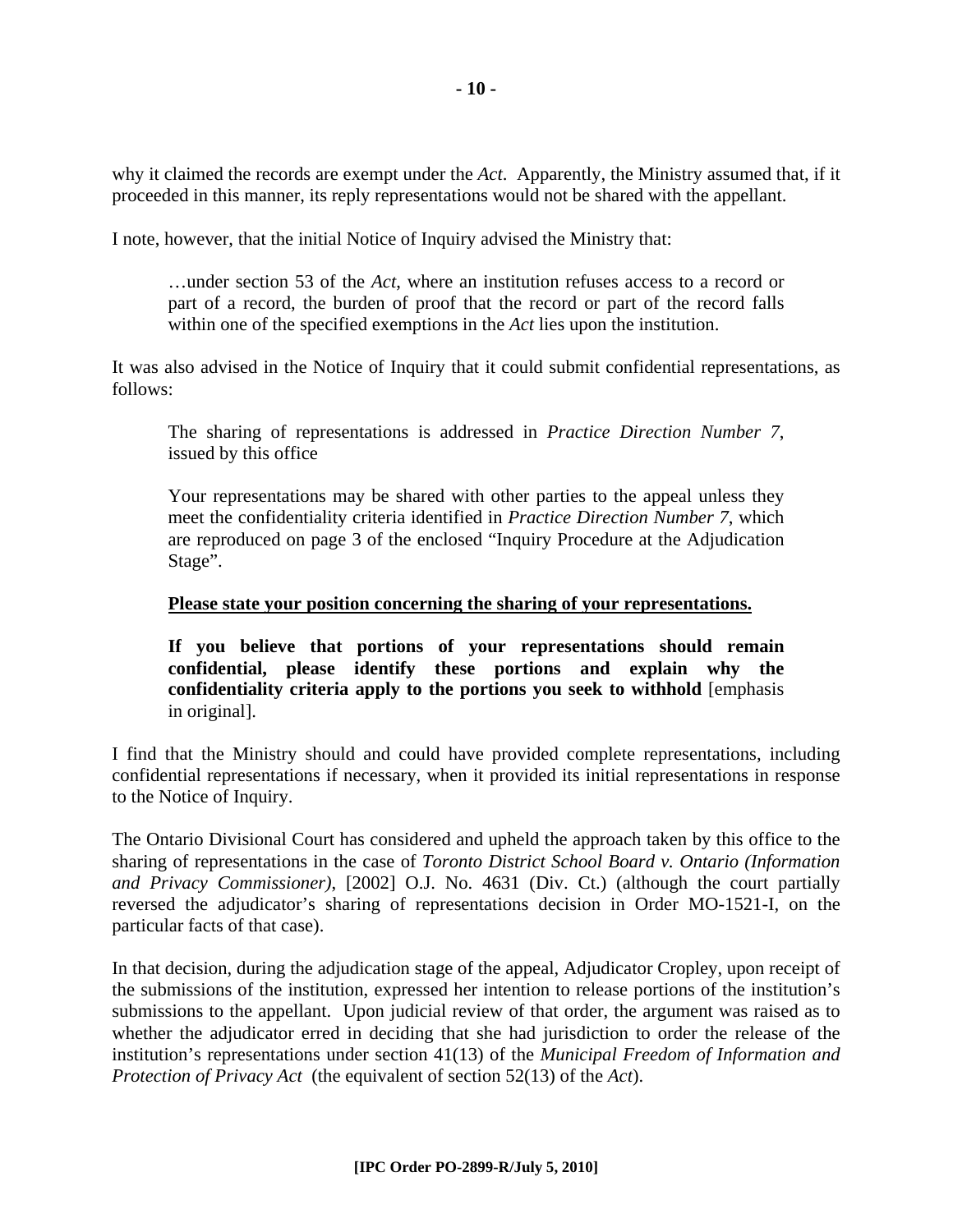why it claimed the records are exempt under the *Act*. Apparently, the Ministry assumed that, if it proceeded in this manner, its reply representations would not be shared with the appellant.

I note, however, that the initial Notice of Inquiry advised the Ministry that:

> …under section 53 of the *Act*, where an institution refuses access to a record or part of a record, the burden of proof that the record or part of the record falls within one of the specified exemptions in the *Act* lies upon the institution.

It was also advised in the Notice of Inquiry that it could submit confidential representations, as follows:

> The sharing of representations is addressed in *Practice Direction Number 7*, issued by this office
>
> Your representations may be shared with other parties to the appeal unless they meet the confidentiality criteria identified in *Practice Direction Number 7*, which are reproduced on page 3 of the enclosed "Inquiry Procedure at the Adjudication Stage".
>
> **Please state your position concerning the sharing of your representations.**
>
> **If you believe that portions of your representations should remain confidential, please identify these portions and explain why the confidentiality criteria apply to the portions you seek to withhold** [emphasis in original].

I find that the Ministry should and could have provided complete representations, including confidential representations if necessary, when it provided its initial representations in response to the Notice of Inquiry.

The Ontario Divisional Court has considered and upheld the approach taken by this office to the sharing of representations in the case of *Toronto District School Board v. Ontario (Information and Privacy Commissioner)*, [2002] O.J. No. 4631 (Div. Ct.) (although the court partially reversed the adjudicator's sharing of representations decision in Order MO-1521-I, on the particular facts of that case).

In that decision, during the adjudication stage of the appeal, Adjudicator Cropley, upon receipt of the submissions of the institution, expressed her intention to release portions of the institution's submissions to the appellant. Upon judicial review of that order, the argument was raised as to whether the adjudicator erred in deciding that she had jurisdiction to order the release of the institution's representations under section 41(13) of the *Municipal Freedom of Information and Protection of Privacy Act* (the equivalent of section 52(13) of the *Act*).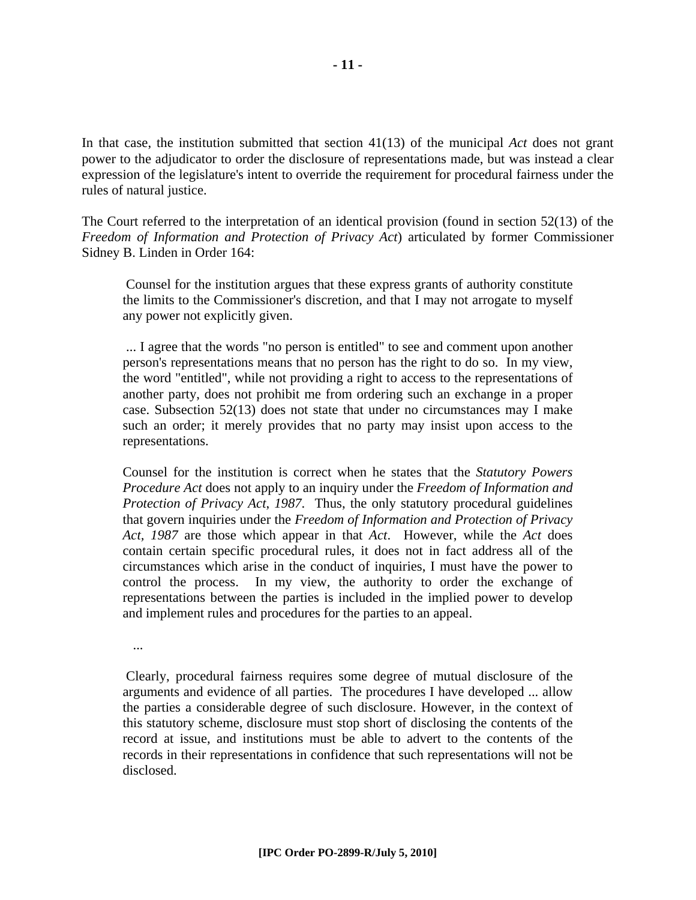In that case, the institution submitted that section 41(13) of the municipal *Act* does not grant power to the adjudicator to order the disclosure of representations made, but was instead a clear expression of the legislature's intent to override the requirement for procedural fairness under the rules of natural justice.

The Court referred to the interpretation of an identical provision (found in section 52(13) of the *Freedom of Information and Protection of Privacy Act*) articulated by former Commissioner Sidney B. Linden in Order 164:

> Counsel for the institution argues that these express grants of authority constitute the limits to the Commissioner's discretion, and that I may not arrogate to myself any power not explicitly given.
>
> ... I agree that the words "no person is entitled" to see and comment upon another person's representations means that no person has the right to do so. In my view, the word "entitled", while not providing a right to access to the representations of another party, does not prohibit me from ordering such an exchange in a proper case. Subsection 52(13) does not state that under no circumstances may I make such an order; it merely provides that no party may insist upon access to the representations.
>
> Counsel for the institution is correct when he states that the *Statutory Powers Procedure Act* does not apply to an inquiry under the *Freedom of Information and Protection of Privacy Act, 1987*. Thus, the only statutory procedural guidelines that govern inquiries under the *Freedom of Information and Protection of Privacy Act, 1987* are those which appear in that *Act*. However, while the *Act* does contain certain specific procedural rules, it does not in fact address all of the circumstances which arise in the conduct of inquiries, I must have the power to control the process. In my view, the authority to order the exchange of representations between the parties is included in the implied power to develop and implement rules and procedures for the parties to an appeal.
>
> ...
>
> Clearly, procedural fairness requires some degree of mutual disclosure of the arguments and evidence of all parties. The procedures I have developed ... allow the parties a considerable degree of such disclosure. However, in the context of this statutory scheme, disclosure must stop short of disclosing the contents of the record at issue, and institutions must be able to advert to the contents of the records in their representations in confidence that such representations will not be disclosed.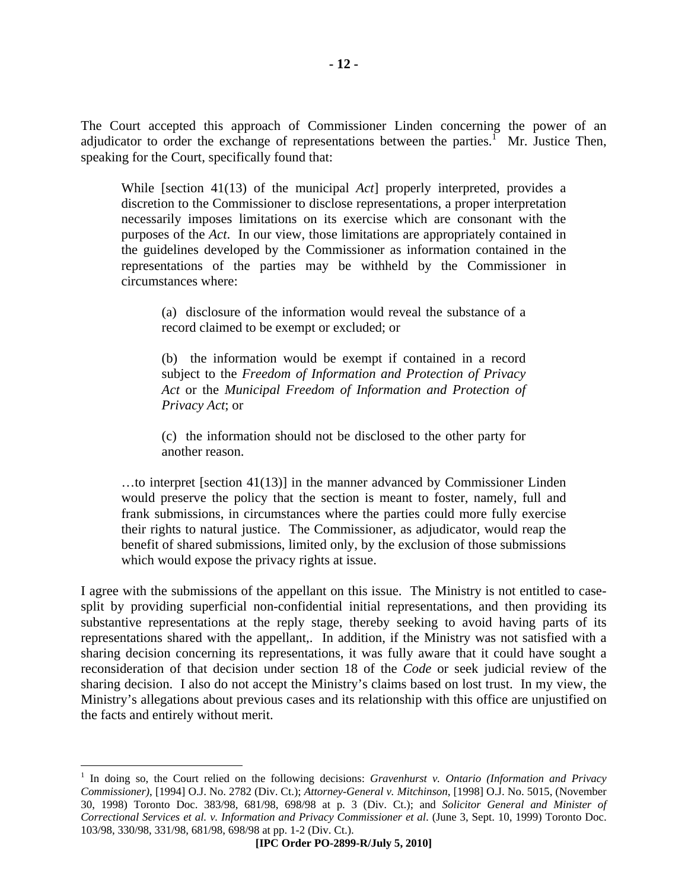The Court accepted this approach of Commissioner Linden concerning the power of an adjudicator to order the exchange of representations between the parties.[1] Mr. Justice Then, speaking for the Court, specifically found that:

> While [section 41(13) of the municipal *Act*] properly interpreted, provides a discretion to the Commissioner to disclose representations, a proper interpretation necessarily imposes limitations on its exercise which are consonant with the purposes of the *Act*. In our view, those limitations are appropriately contained in the guidelines developed by the Commissioner as information contained in the representations of the parties may be withheld by the Commissioner in circumstances where:
>
> > (a) disclosure of the information would reveal the substance of a record claimed to be exempt or excluded; or
> >
> > (b) the information would be exempt if contained in a record subject to the *Freedom of Information and Protection of Privacy Act* or the *Municipal Freedom of Information and Protection of Privacy Act*; or
> >
> > (c) the information should not be disclosed to the other party for another reason.
>
> …to interpret [section 41(13)] in the manner advanced by Commissioner Linden would preserve the policy that the section is meant to foster, namely, full and frank submissions, in circumstances where the parties could more fully exercise their rights to natural justice. The Commissioner, as adjudicator, would reap the benefit of shared submissions, limited only, by the exclusion of those submissions which would expose the privacy rights at issue.

I agree with the submissions of the appellant on this issue. The Ministry is not entitled to case-split by providing superficial non-confidential initial representations, and then providing its substantive representations at the reply stage, thereby seeking to avoid having parts of its representations shared with the appellant,. In addition, if the Ministry was not satisfied with a sharing decision concerning its representations, it was fully aware that it could have sought a reconsideration of that decision under section 18 of the *Code* or seek judicial review of the sharing decision. I also do not accept the Ministry's claims based on lost trust. In my view, the Ministry's allegations about previous cases and its relationship with this office are unjustified on the facts and entirely without merit.

---

[1] In doing so, the Court relied on the following decisions: *Gravenhurst v. Ontario (Information and Privacy Commissioner)*, [1994] O.J. No. 2782 (Div. Ct.); *Attorney-General v. Mitchinson*, [1998] O.J. No. 5015, (November 30, 1998) Toronto Doc. 383/98, 681/98, 698/98 at p. 3 (Div. Ct.); and *Solicitor General and Minister of Correctional Services et al. v. Information and Privacy Commissioner et al.* (June 3, Sept. 10, 1999) Toronto Doc. 103/98, 330/98, 331/98, 681/98, 698/98 at pp. 1-2 (Div. Ct.).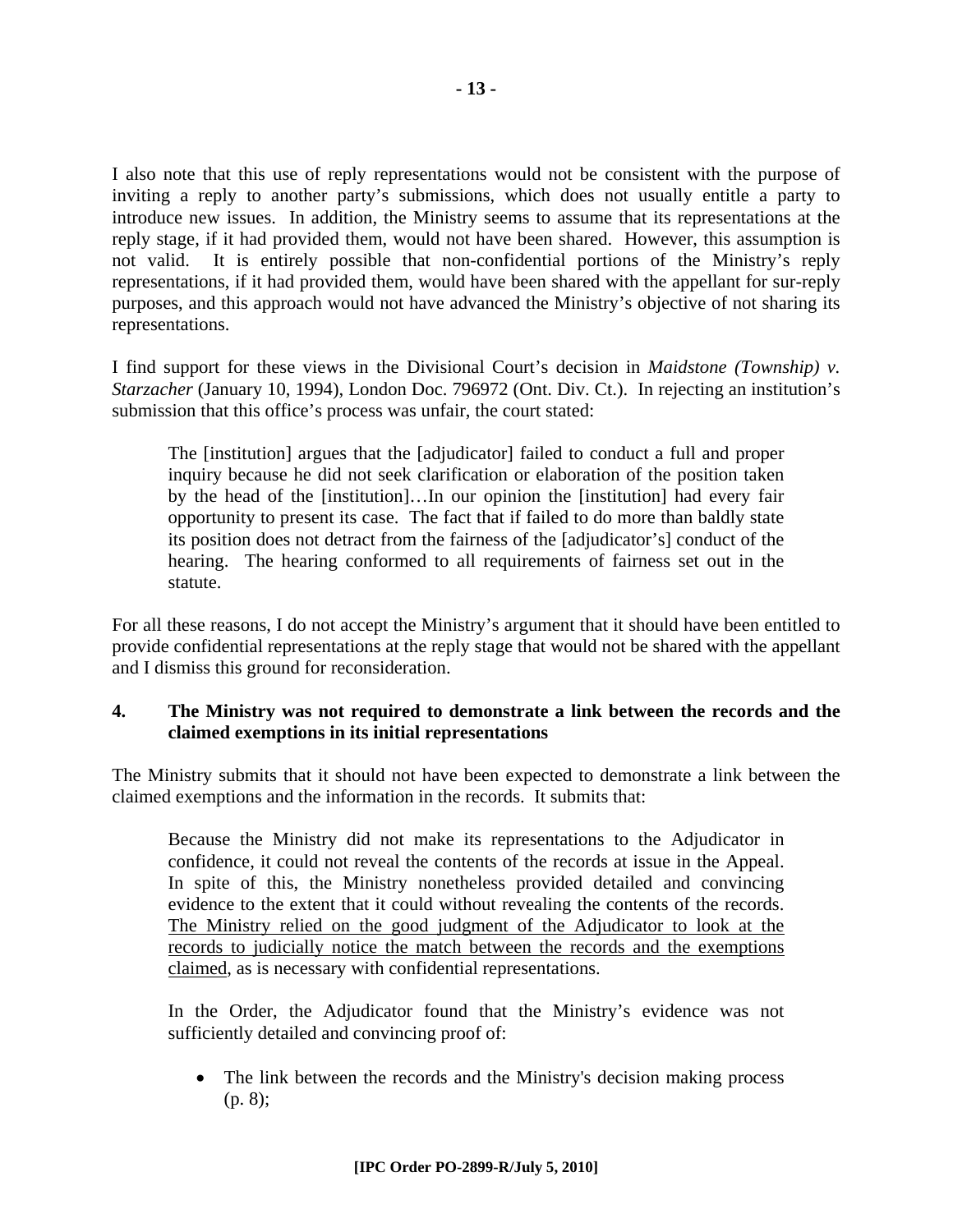I also note that this use of reply representations would not be consistent with the purpose of inviting a reply to another party's submissions, which does not usually entitle a party to introduce new issues. In addition, the Ministry seems to assume that its representations at the reply stage, if it had provided them, would not have been shared. However, this assumption is not valid. It is entirely possible that non-confidential portions of the Ministry's reply representations, if it had provided them, would have been shared with the appellant for sur-reply purposes, and this approach would not have advanced the Ministry's objective of not sharing its representations.

I find support for these views in the Divisional Court's decision in *Maidstone (Township) v. Starzacher* (January 10, 1994), London Doc. 796972 (Ont. Div. Ct.). In rejecting an institution's submission that this office's process was unfair, the court stated:

> The [institution] argues that the [adjudicator] failed to conduct a full and proper inquiry because he did not seek clarification or elaboration of the position taken by the head of the [institution]…In our opinion the [institution] had every fair opportunity to present its case. The fact that if failed to do more than baldly state its position does not detract from the fairness of the [adjudicator's] conduct of the hearing. The hearing conformed to all requirements of fairness set out in the statute.

For all these reasons, I do not accept the Ministry's argument that it should have been entitled to provide confidential representations at the reply stage that would not be shared with the appellant and I dismiss this ground for reconsideration.

## 4. The Ministry was not required to demonstrate a link between the records and the claimed exemptions in its initial representations

The Ministry submits that it should not have been expected to demonstrate a link between the claimed exemptions and the information in the records. It submits that:

> Because the Ministry did not make its representations to the Adjudicator in confidence, it could not reveal the contents of the records at issue in the Appeal. In spite of this, the Ministry nonetheless provided detailed and convincing evidence to the extent that it could without revealing the contents of the records. <u>The Ministry relied on the good judgment of the Adjudicator to look at the records to judicially notice the match between the records and the exemptions claimed</u>, as is necessary with confidential representations.
>
> In the Order, the Adjudicator found that the Ministry's evidence was not sufficiently detailed and convincing proof of:
>
> - The link between the records and the Ministry's decision making process (p. 8);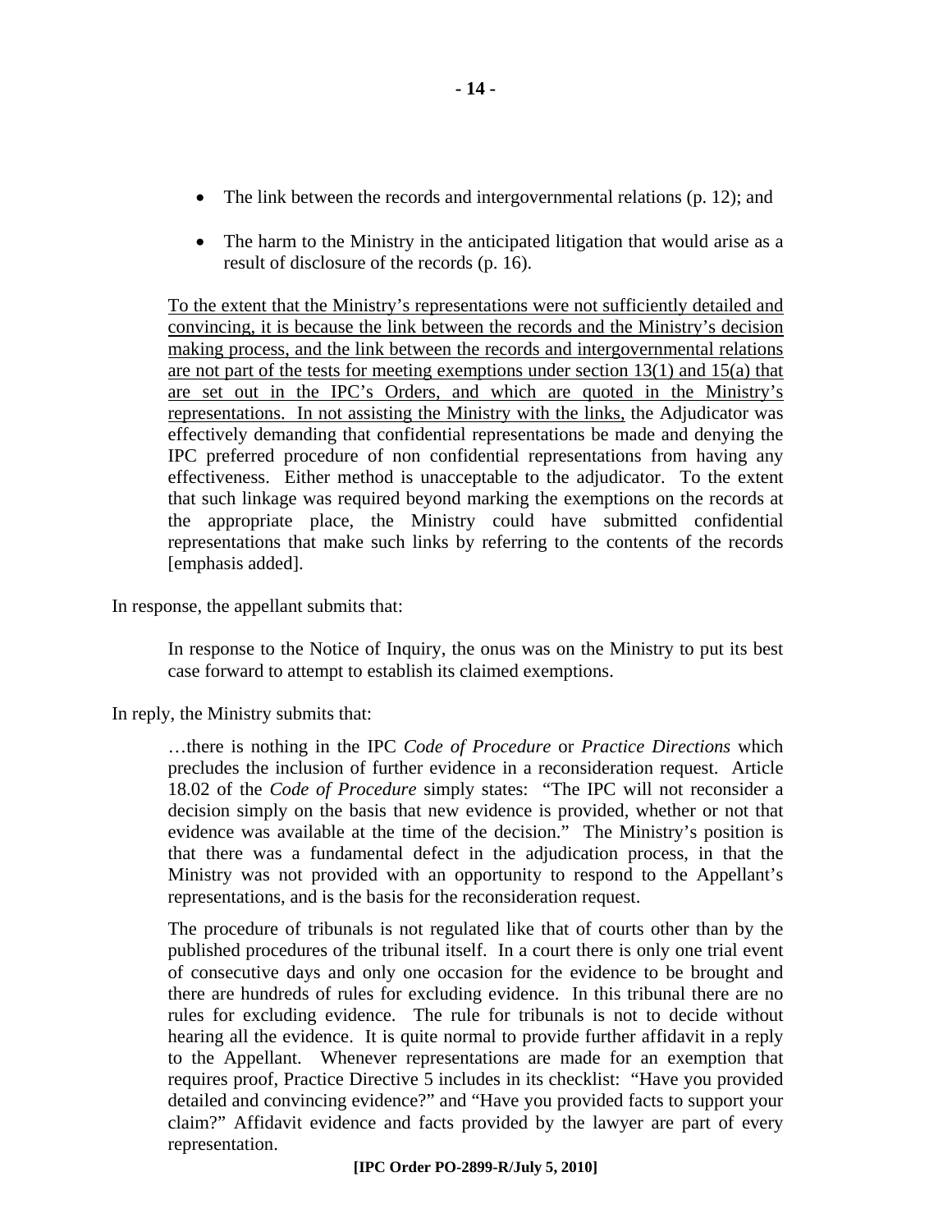- The link between the records and intergovernmental relations (p. 12); and
- The harm to the Ministry in the anticipated litigation that would arise as a result of disclosure of the records (p. 16).

> <u>To the extent that the Ministry's representations were not sufficiently detailed and convincing, it is because the link between the records and the Ministry's decision making process, and the link between the records and intergovernmental relations are not part of the tests for meeting exemptions under section 13(1) and 15(a) that are set out in the IPC's Orders, and which are quoted in the Ministry's representations. In not assisting the Ministry with the links,</u> the Adjudicator was effectively demanding that confidential representations be made and denying the IPC preferred procedure of non confidential representations from having any effectiveness. Either method is unacceptable to the adjudicator. To the extent that such linkage was required beyond marking the exemptions on the records at the appropriate place, the Ministry could have submitted confidential representations that make such links by referring to the contents of the records [emphasis added].

In response, the appellant submits that:

> In response to the Notice of Inquiry, the onus was on the Ministry to put its best case forward to attempt to establish its claimed exemptions.

In reply, the Ministry submits that:

> …there is nothing in the IPC *Code of Procedure* or *Practice Directions* which precludes the inclusion of further evidence in a reconsideration request. Article 18.02 of the *Code of Procedure* simply states: "The IPC will not reconsider a decision simply on the basis that new evidence is provided, whether or not that evidence was available at the time of the decision." The Ministry's position is that there was a fundamental defect in the adjudication process, in that the Ministry was not provided with an opportunity to respond to the Appellant's representations, and is the basis for the reconsideration request.
>
> The procedure of tribunals is not regulated like that of courts other than by the published procedures of the tribunal itself. In a court there is only one trial event of consecutive days and only one occasion for the evidence to be brought and there are hundreds of rules for excluding evidence. In this tribunal there are no rules for excluding evidence. The rule for tribunals is not to decide without hearing all the evidence. It is quite normal to provide further affidavit in a reply to the Appellant. Whenever representations are made for an exemption that requires proof, Practice Directive 5 includes in its checklist: "Have you provided detailed and convincing evidence?" and "Have you provided facts to support your claim?" Affidavit evidence and facts provided by the lawyer are part of every representation.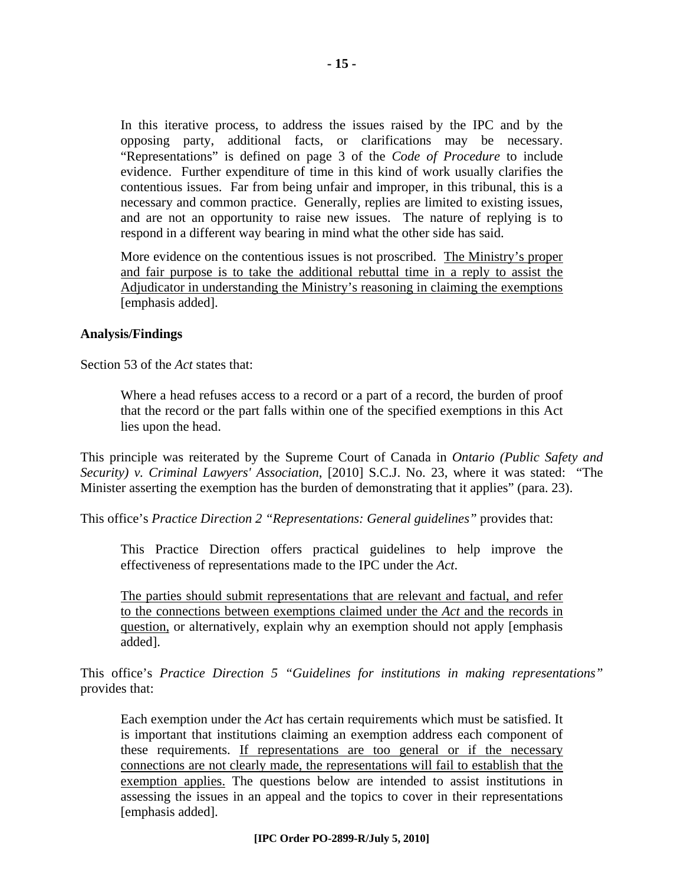> In this iterative process, to address the issues raised by the IPC and by the opposing party, additional facts, or clarifications may be necessary. "Representations" is defined on page 3 of the *Code of Procedure* to include evidence. Further expenditure of time in this kind of work usually clarifies the contentious issues. Far from being unfair and improper, in this tribunal, this is a necessary and common practice. Generally, replies are limited to existing issues, and are not an opportunity to raise new issues. The nature of replying is to respond in a different way bearing in mind what the other side has said.
>
> More evidence on the contentious issues is not proscribed. <u>The Ministry's proper and fair purpose is to take the additional rebuttal time in a reply to assist the Adjudicator in understanding the Ministry's reasoning in claiming the exemptions</u> [emphasis added].

**Analysis/Findings**

Section 53 of the *Act* states that:

> Where a head refuses access to a record or a part of a record, the burden of proof that the record or the part falls within one of the specified exemptions in this Act lies upon the head.

This principle was reiterated by the Supreme Court of Canada in *Ontario (Public Safety and Security) v. Criminal Lawyers' Association*, [2010] S.C.J. No. 23, where it was stated: "The Minister asserting the exemption has the burden of demonstrating that it applies" (para. 23).

This office's *Practice Direction 2 "Representations: General guidelines"* provides that:

> This Practice Direction offers practical guidelines to help improve the effectiveness of representations made to the IPC under the *Act*.
>
> <u>The parties should submit representations that are relevant and factual, and refer to the connections between exemptions claimed under the *Act* and the records in question,</u> or alternatively, explain why an exemption should not apply [emphasis added].

This office's *Practice Direction 5 "Guidelines for institutions in making representations"* provides that:

> Each exemption under the *Act* has certain requirements which must be satisfied. It is important that institutions claiming an exemption address each component of these requirements. <u>If representations are too general or if the necessary connections are not clearly made, the representations will fail to establish that the exemption applies.</u> The questions below are intended to assist institutions in assessing the issues in an appeal and the topics to cover in their representations [emphasis added].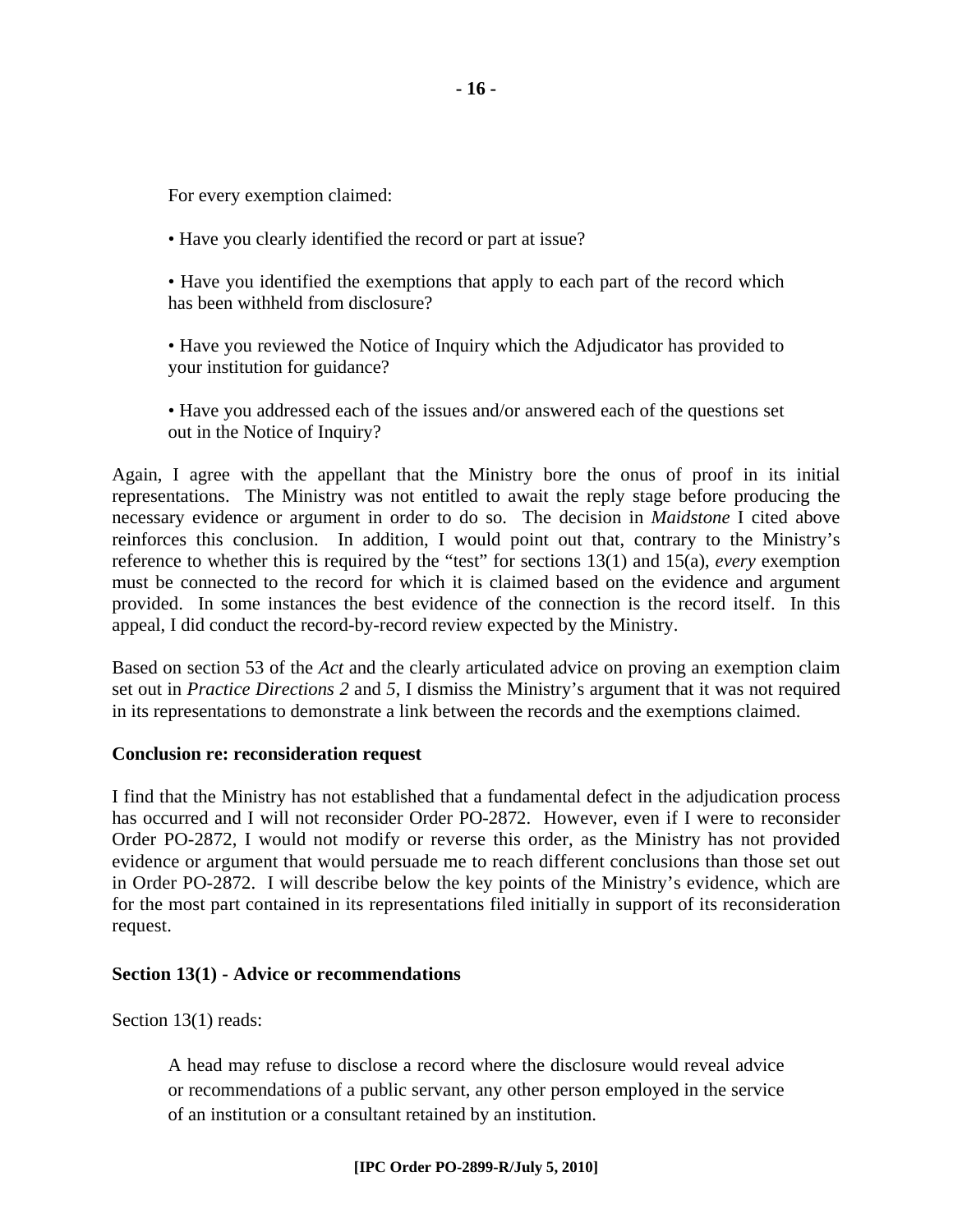> For every exemption claimed:
>
> • Have you clearly identified the record or part at issue?
>
> • Have you identified the exemptions that apply to each part of the record which has been withheld from disclosure?
>
> • Have you reviewed the Notice of Inquiry which the Adjudicator has provided to your institution for guidance?
>
> • Have you addressed each of the issues and/or answered each of the questions set out in the Notice of Inquiry?

Again, I agree with the appellant that the Ministry bore the onus of proof in its initial representations. The Ministry was not entitled to await the reply stage before producing the necessary evidence or argument in order to do so. The decision in *Maidstone* I cited above reinforces this conclusion. In addition, I would point out that, contrary to the Ministry's reference to whether this is required by the "test" for sections 13(1) and 15(a), *every* exemption must be connected to the record for which it is claimed based on the evidence and argument provided. In some instances the best evidence of the connection is the record itself. In this appeal, I did conduct the record-by-record review expected by the Ministry.

Based on section 53 of the *Act* and the clearly articulated advice on proving an exemption claim set out in *Practice Directions 2* and *5*, I dismiss the Ministry's argument that it was not required in its representations to demonstrate a link between the records and the exemptions claimed.

**Conclusion re: reconsideration request**

I find that the Ministry has not established that a fundamental defect in the adjudication process has occurred and I will not reconsider Order PO-2872. However, even if I were to reconsider Order PO-2872, I would not modify or reverse this order, as the Ministry has not provided evidence or argument that would persuade me to reach different conclusions than those set out in Order PO-2872. I will describe below the key points of the Ministry's evidence, which are for the most part contained in its representations filed initially in support of its reconsideration request.

**Section 13(1) - Advice or recommendations**

Section 13(1) reads:

> A head may refuse to disclose a record where the disclosure would reveal advice or recommendations of a public servant, any other person employed in the service of an institution or a consultant retained by an institution.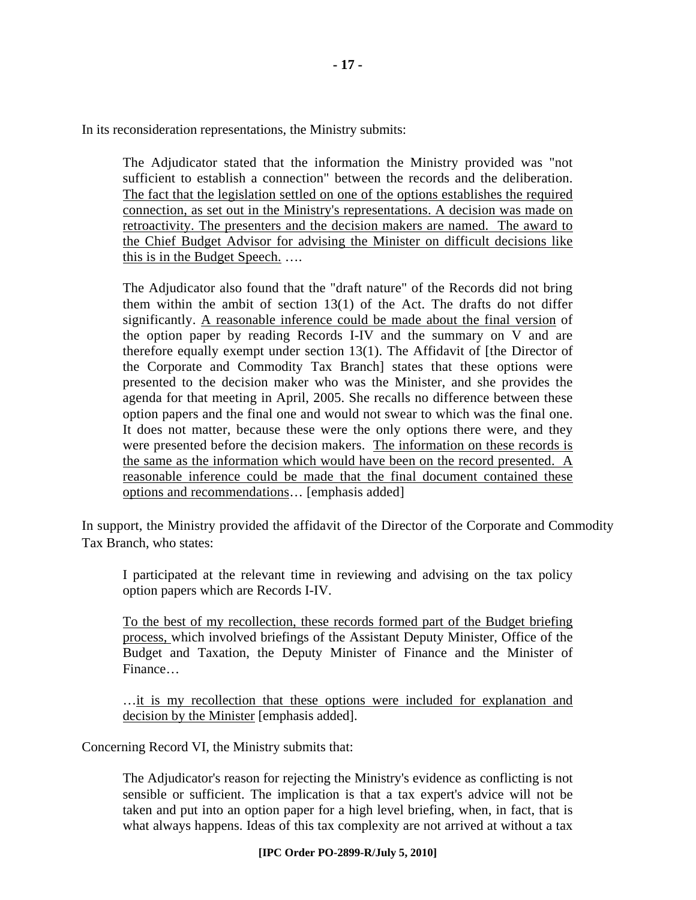In its reconsideration representations, the Ministry submits:

> The Adjudicator stated that the information the Ministry provided was "not sufficient to establish a connection" between the records and the deliberation. <u>The fact that the legislation settled on one of the options establishes the required connection, as set out in the Ministry's representations. A decision was made on retroactivity. The presenters and the decision makers are named. The award to the Chief Budget Advisor for advising the Minister on difficult decisions like this is in the Budget Speech.</u> ….
>
> The Adjudicator also found that the "draft nature" of the Records did not bring them within the ambit of section 13(1) of the Act. The drafts do not differ significantly. <u>A reasonable inference could be made about the final version</u> of the option paper by reading Records I-IV and the summary on V and are therefore equally exempt under section 13(1). The Affidavit of [the Director of the Corporate and Commodity Tax Branch] states that these options were presented to the decision maker who was the Minister, and she provides the agenda for that meeting in April, 2005. She recalls no difference between these option papers and the final one and would not swear to which was the final one. It does not matter, because these were the only options there were, and they were presented before the decision makers. <u>The information on these records is the same as the information which would have been on the record presented. A reasonable inference could be made that the final document contained these options and recommendations</u>… [emphasis added]

In support, the Ministry provided the affidavit of the Director of the Corporate and Commodity Tax Branch, who states:

> I participated at the relevant time in reviewing and advising on the tax policy option papers which are Records I-IV.
>
> <u>To the best of my recollection, these records formed part of the Budget briefing process,</u> which involved briefings of the Assistant Deputy Minister, Office of the Budget and Taxation, the Deputy Minister of Finance and the Minister of Finance…
>
> …<u>it is my recollection that these options were included for explanation and decision by the Minister</u> [emphasis added].

Concerning Record VI, the Ministry submits that:

> The Adjudicator's reason for rejecting the Ministry's evidence as conflicting is not sensible or sufficient. The implication is that a tax expert's advice will not be taken and put into an option paper for a high level briefing, when, in fact, that is what always happens. Ideas of this tax complexity are not arrived at without a tax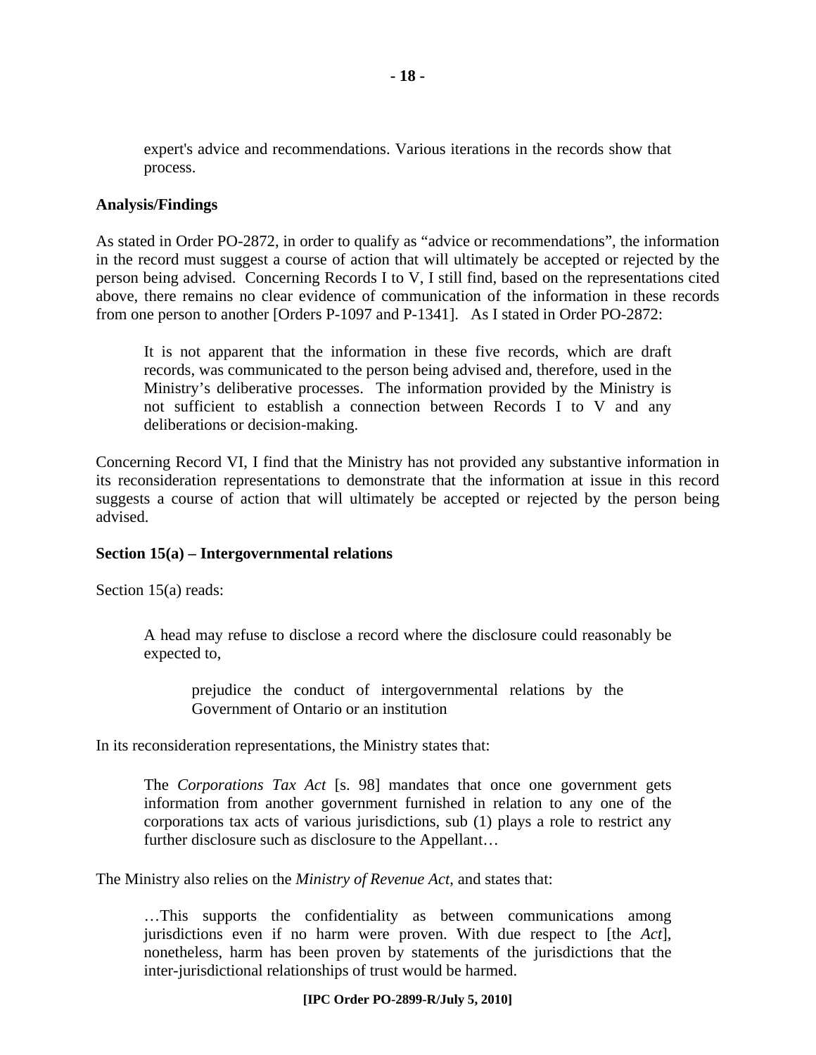> expert's advice and recommendations. Various iterations in the records show that process.

**Analysis/Findings**

As stated in Order PO-2872, in order to qualify as "advice or recommendations", the information in the record must suggest a course of action that will ultimately be accepted or rejected by the person being advised. Concerning Records I to V, I still find, based on the representations cited above, there remains no clear evidence of communication of the information in these records from one person to another [Orders P-1097 and P-1341]. As I stated in Order PO-2872:

> It is not apparent that the information in these five records, which are draft records, was communicated to the person being advised and, therefore, used in the Ministry's deliberative processes. The information provided by the Ministry is not sufficient to establish a connection between Records I to V and any deliberations or decision-making.

Concerning Record VI, I find that the Ministry has not provided any substantive information in its reconsideration representations to demonstrate that the information at issue in this record suggests a course of action that will ultimately be accepted or rejected by the person being advised.

**Section 15(a) – Intergovernmental relations**

Section 15(a) reads:

> A head may refuse to disclose a record where the disclosure could reasonably be expected to,
>
> > prejudice the conduct of intergovernmental relations by the Government of Ontario or an institution

In its reconsideration representations, the Ministry states that:

> The *Corporations Tax Act* [s. 98] mandates that once one government gets information from another government furnished in relation to any one of the corporations tax acts of various jurisdictions, sub (1) plays a role to restrict any further disclosure such as disclosure to the Appellant…

The Ministry also relies on the *Ministry of Revenue Act*, and states that:

> …This supports the confidentiality as between communications among jurisdictions even if no harm were proven. With due respect to [the *Act*], nonetheless, harm has been proven by statements of the jurisdictions that the inter-jurisdictional relationships of trust would be harmed.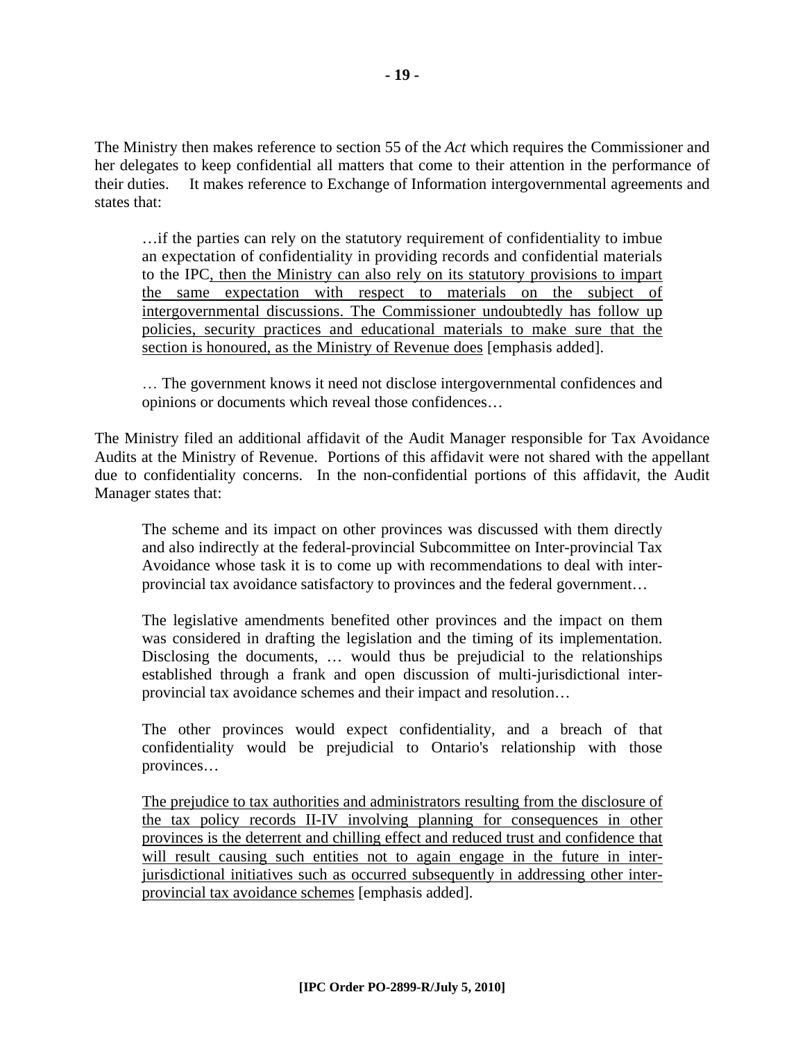The Ministry then makes reference to section 55 of the *Act* which requires the Commissioner and her delegates to keep confidential all matters that come to their attention in the performance of their duties. It makes reference to Exchange of Information intergovernmental agreements and states that:

> …if the parties can rely on the statutory requirement of confidentiality to imbue an expectation of confidentiality in providing records and confidential materials to the IPC, <u>then the Ministry can also rely on its statutory provisions to impart the same expectation with respect to materials on the subject of intergovernmental discussions. The Commissioner undoubtedly has follow up policies, security practices and educational materials to make sure that the section is honoured, as the Ministry of Revenue does</u> [emphasis added].
>
> … The government knows it need not disclose intergovernmental confidences and opinions or documents which reveal those confidences…

The Ministry filed an additional affidavit of the Audit Manager responsible for Tax Avoidance Audits at the Ministry of Revenue. Portions of this affidavit were not shared with the appellant due to confidentiality concerns. In the non-confidential portions of this affidavit, the Audit Manager states that:

> The scheme and its impact on other provinces was discussed with them directly and also indirectly at the federal-provincial Subcommittee on Inter-provincial Tax Avoidance whose task it is to come up with recommendations to deal with inter-provincial tax avoidance satisfactory to provinces and the federal government…
>
> The legislative amendments benefited other provinces and the impact on them was considered in drafting the legislation and the timing of its implementation. Disclosing the documents, … would thus be prejudicial to the relationships established through a frank and open discussion of multi-jurisdictional inter-provincial tax avoidance schemes and their impact and resolution…
>
> The other provinces would expect confidentiality, and a breach of that confidentiality would be prejudicial to Ontario's relationship with those provinces…
>
> <u>The prejudice to tax authorities and administrators resulting from the disclosure of the tax policy records II-IV involving planning for consequences in other provinces is the deterrent and chilling effect and reduced trust and confidence that will result causing such entities not to again engage in the future in inter-jurisdictional initiatives such as occurred subsequently in addressing other inter-provincial tax avoidance schemes</u> [emphasis added].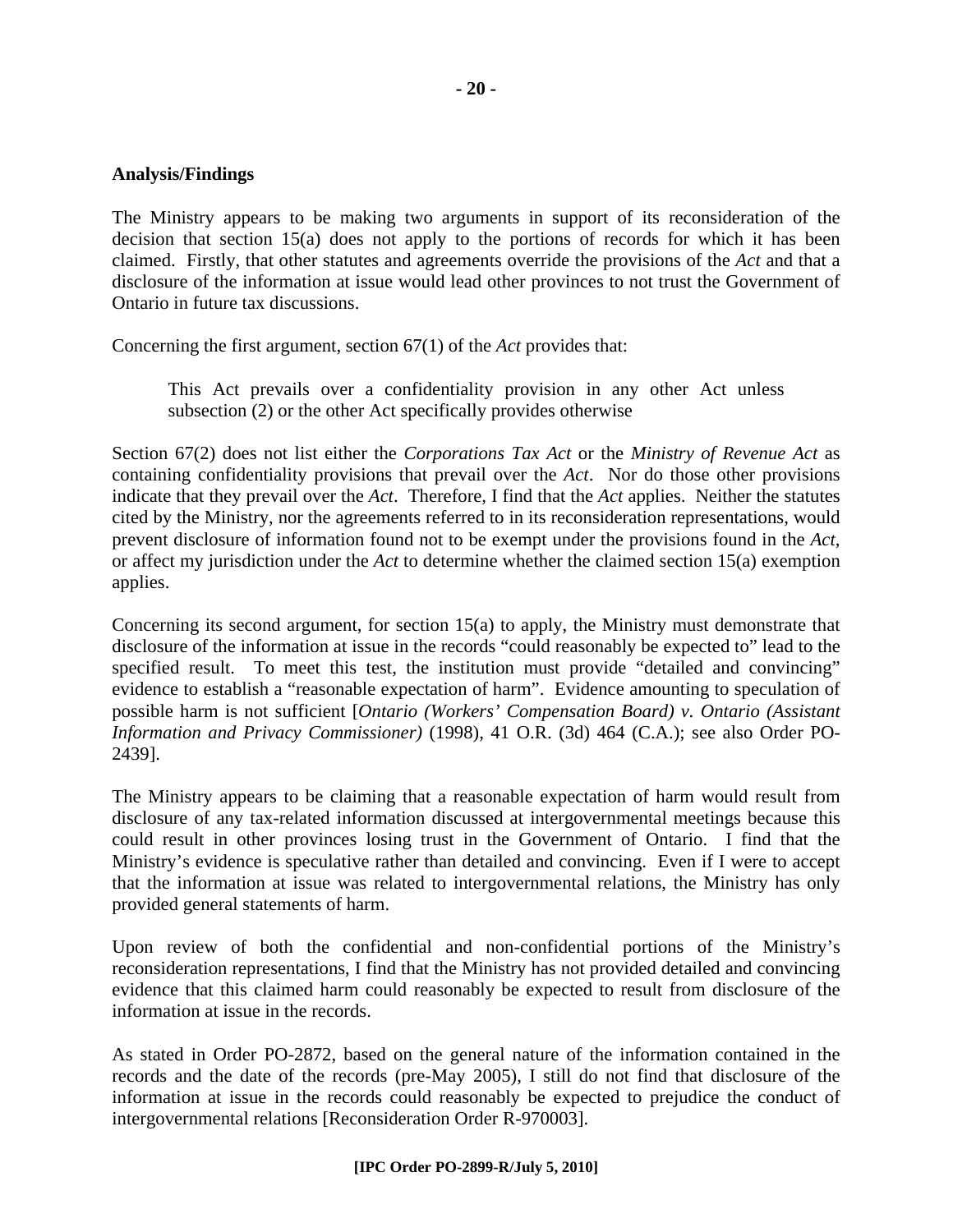**Analysis/Findings**

The Ministry appears to be making two arguments in support of its reconsideration of the decision that section 15(a) does not apply to the portions of records for which it has been claimed. Firstly, that other statutes and agreements override the provisions of the *Act* and that a disclosure of the information at issue would lead other provinces to not trust the Government of Ontario in future tax discussions.

Concerning the first argument, section 67(1) of the *Act* provides that:

> This Act prevails over a confidentiality provision in any other Act unless subsection (2) or the other Act specifically provides otherwise

Section 67(2) does not list either the *Corporations Tax Act* or the *Ministry of Revenue Act* as containing confidentiality provisions that prevail over the *Act*. Nor do those other provisions indicate that they prevail over the *Act*. Therefore, I find that the *Act* applies. Neither the statutes cited by the Ministry, nor the agreements referred to in its reconsideration representations, would prevent disclosure of information found not to be exempt under the provisions found in the *Act*, or affect my jurisdiction under the *Act* to determine whether the claimed section 15(a) exemption applies.

Concerning its second argument, for section 15(a) to apply, the Ministry must demonstrate that disclosure of the information at issue in the records "could reasonably be expected to" lead to the specified result. To meet this test, the institution must provide "detailed and convincing" evidence to establish a "reasonable expectation of harm". Evidence amounting to speculation of possible harm is not sufficient [*Ontario (Workers' Compensation Board) v. Ontario (Assistant Information and Privacy Commissioner)* (1998), 41 O.R. (3d) 464 (C.A.); see also Order PO-2439].

The Ministry appears to be claiming that a reasonable expectation of harm would result from disclosure of any tax-related information discussed at intergovernmental meetings because this could result in other provinces losing trust in the Government of Ontario. I find that the Ministry's evidence is speculative rather than detailed and convincing. Even if I were to accept that the information at issue was related to intergovernmental relations, the Ministry has only provided general statements of harm.

Upon review of both the confidential and non-confidential portions of the Ministry's reconsideration representations, I find that the Ministry has not provided detailed and convincing evidence that this claimed harm could reasonably be expected to result from disclosure of the information at issue in the records.

As stated in Order PO-2872, based on the general nature of the information contained in the records and the date of the records (pre-May 2005), I still do not find that disclosure of the information at issue in the records could reasonably be expected to prejudice the conduct of intergovernmental relations [Reconsideration Order R-970003].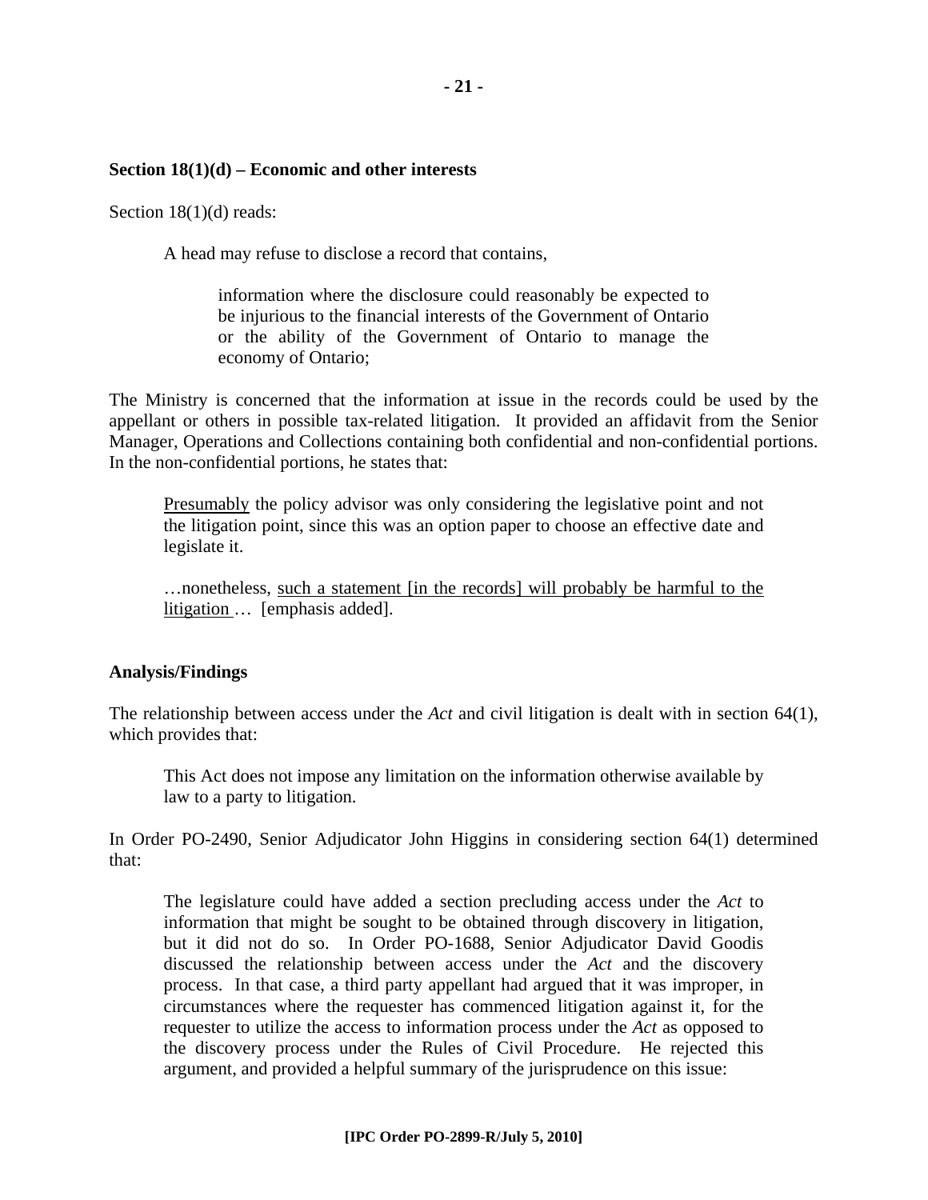**Section 18(1)(d) – Economic and other interests**

Section 18(1)(d) reads:

> A head may refuse to disclose a record that contains,
>
> > information where the disclosure could reasonably be expected to be injurious to the financial interests of the Government of Ontario or the ability of the Government of Ontario to manage the economy of Ontario;

The Ministry is concerned that the information at issue in the records could be used by the appellant or others in possible tax-related litigation. It provided an affidavit from the Senior Manager, Operations and Collections containing both confidential and non-confidential portions. In the non-confidential portions, he states that:

> <u>Presumably</u> the policy advisor was only considering the legislative point and not the litigation point, since this was an option paper to choose an effective date and legislate it.
>
> …nonetheless, <u>such a statement [in the records] will probably be harmful to the litigation</u> … [emphasis added].

**Analysis/Findings**

The relationship between access under the *Act* and civil litigation is dealt with in section 64(1), which provides that:

> This Act does not impose any limitation on the information otherwise available by law to a party to litigation.

In Order PO-2490, Senior Adjudicator John Higgins in considering section 64(1) determined that:

> The legislature could have added a section precluding access under the *Act* to information that might be sought to be obtained through discovery in litigation, but it did not do so. In Order PO-1688, Senior Adjudicator David Goodis discussed the relationship between access under the *Act* and the discovery process. In that case, a third party appellant had argued that it was improper, in circumstances where the requester has commenced litigation against it, for the requester to utilize the access to information process under the *Act* as opposed to the discovery process under the Rules of Civil Procedure. He rejected this argument, and provided a helpful summary of the jurisprudence on this issue: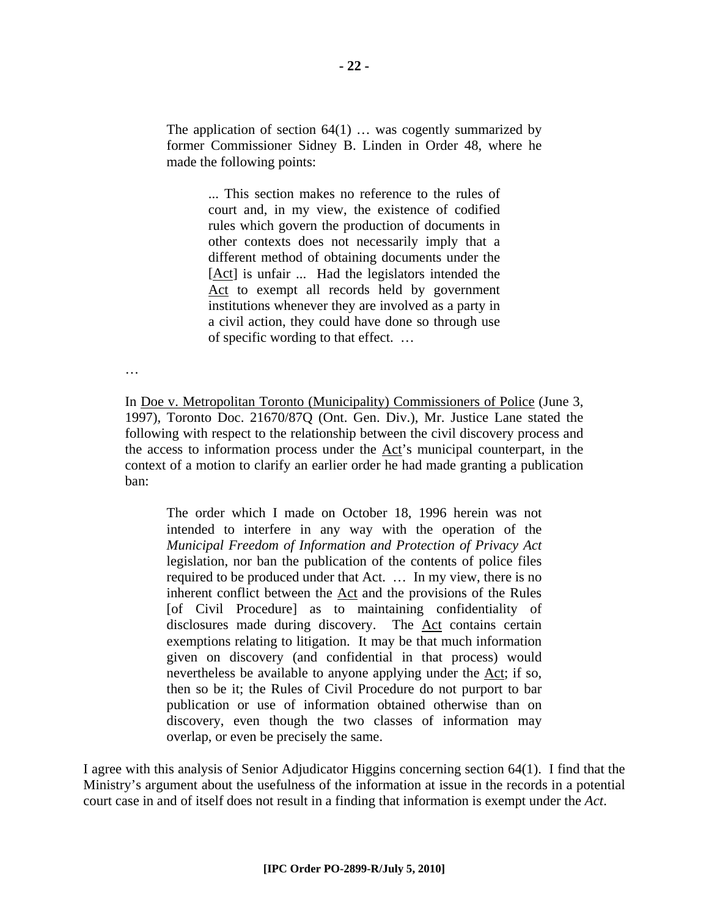> The application of section 64(1) … was cogently summarized by former Commissioner Sidney B. Linden in Order 48, where he made the following points:
>
> > ... This section makes no reference to the rules of court and, in my view, the existence of codified rules which govern the production of documents in other contexts does not necessarily imply that a different method of obtaining documents under the [Act] is unfair ... Had the legislators intended the Act to exempt all records held by government institutions whenever they are involved as a party in a civil action, they could have done so through use of specific wording to that effect. …
>
> …
>
> In Doe v. Metropolitan Toronto (Municipality) Commissioners of Police (June 3, 1997), Toronto Doc. 21670/87Q (Ont. Gen. Div.), Mr. Justice Lane stated the following with respect to the relationship between the civil discovery process and the access to information process under the Act's municipal counterpart, in the context of a motion to clarify an earlier order he had made granting a publication ban:
>
> > The order which I made on October 18, 1996 herein was not intended to interfere in any way with the operation of the *Municipal Freedom of Information and Protection of Privacy Act* legislation, nor ban the publication of the contents of police files required to be produced under that Act. … In my view, there is no inherent conflict between the Act and the provisions of the Rules [of Civil Procedure] as to maintaining confidentiality of disclosures made during discovery. The Act contains certain exemptions relating to litigation. It may be that much information given on discovery (and confidential in that process) would nevertheless be available to anyone applying under the Act; if so, then so be it; the Rules of Civil Procedure do not purport to bar publication or use of information obtained otherwise than on discovery, even though the two classes of information may overlap, or even be precisely the same.

I agree with this analysis of Senior Adjudicator Higgins concerning section 64(1). I find that the Ministry's argument about the usefulness of the information at issue in the records in a potential court case in and of itself does not result in a finding that information is exempt under the *Act*.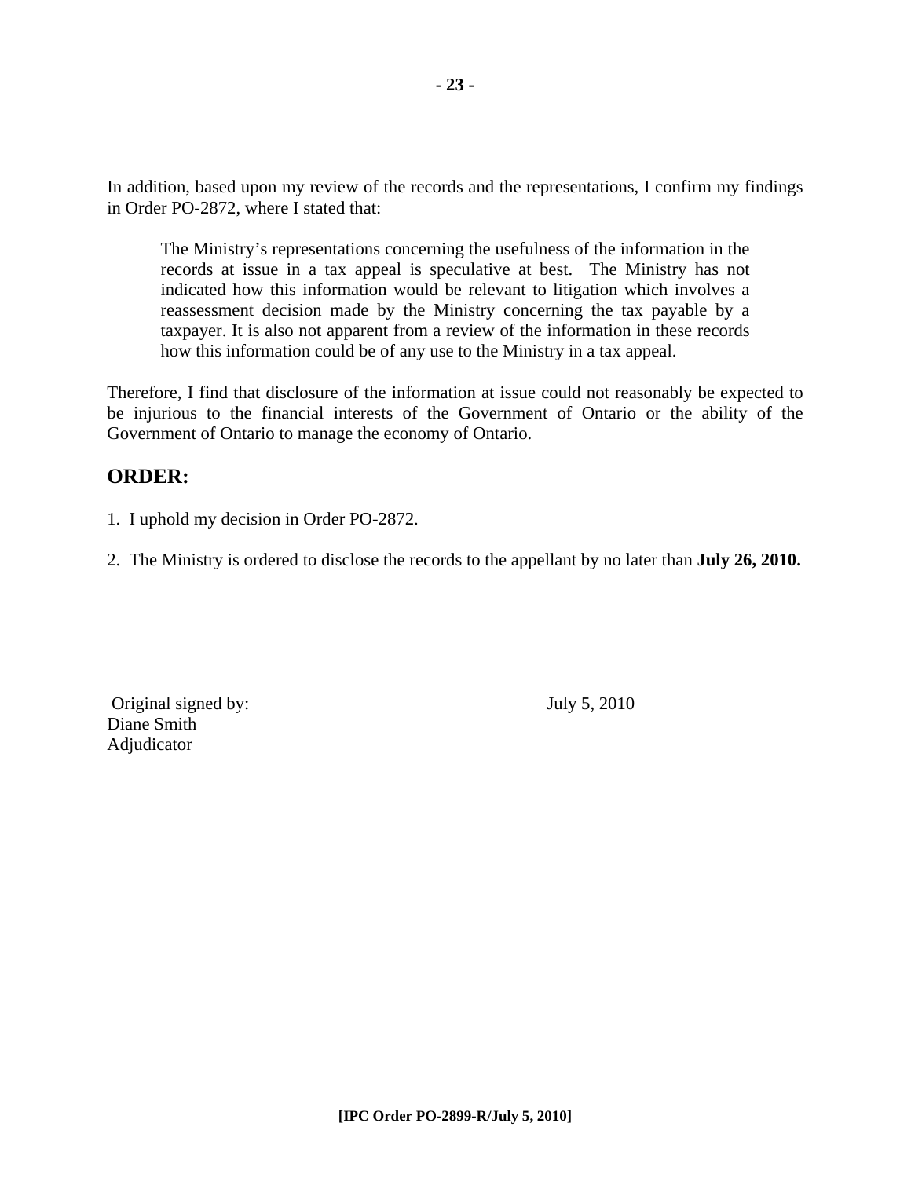In addition, based upon my review of the records and the representations, I confirm my findings in Order PO-2872, where I stated that:

> The Ministry's representations concerning the usefulness of the information in the records at issue in a tax appeal is speculative at best. The Ministry has not indicated how this information would be relevant to litigation which involves a reassessment decision made by the Ministry concerning the tax payable by a taxpayer. It is also not apparent from a review of the information in these records how this information could be of any use to the Ministry in a tax appeal.

Therefore, I find that disclosure of the information at issue could not reasonably be expected to be injurious to the financial interests of the Government of Ontario or the ability of the Government of Ontario to manage the economy of Ontario.

## ORDER:

1. I uphold my decision in Order PO-2872.

2. The Ministry is ordered to disclose the records to the appellant by no later than **July 26, 2010.**

Original signed by: July 5, 2010

Diane Smith
Adjudicator